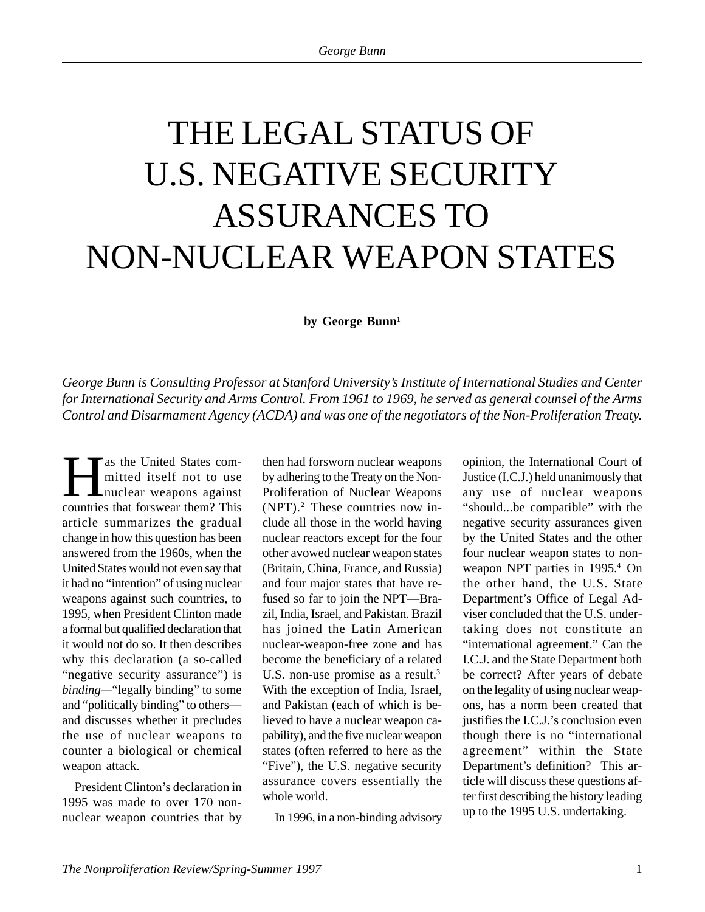# THE LEGAL STATUS OF U.S. NEGATIVE SECURITY ASSURANCES TO NON-NUCLEAR WEAPON STATES

**by George Bunn[1]**

*George Bunn is Consulting Professor at Stanford University's Institute of International Studies and Center for International Security and Arms Control. From 1961 to 1969, he served as general counsel of the Arms Control and Disarmament Agency (ACDA) and was one of the negotiators of the Non-Proliferation Treaty.*

Has the United States committed itself not to use nuclear weapons against countries that forswear them? This article summarizes the gradual change in how this question has been answered from the 1960s, when the United States would not even say that it had no "intention" of using nuclear weapons against such countries, to 1995, when President Clinton made a formal but qualified declaration that it would not do so. It then describes why this declaration (a so-called "negative security assurance") is *binding*—"legally binding" to some and "politically binding" to others—and discusses whether it precludes the use of nuclear weapons to counter a biological or chemical weapon attack.

President Clinton's declaration in 1995 was made to over 170 non-nuclear weapon countries that by then had forsworn nuclear weapons by adhering to the Treaty on the Non-Proliferation of Nuclear Weapons (NPT).[2] These countries now include all those in the world having nuclear reactors except for the four other avowed nuclear weapon states (Britain, China, France, and Russia) and four major states that have refused so far to join the NPT—Brazil, India, Israel, and Pakistan. Brazil has joined the Latin American nuclear-weapon-free zone and has become the beneficiary of a related U.S. non-use promise as a result.[3] With the exception of India, Israel, and Pakistan (each of which is believed to have a nuclear weapon capability), and the five nuclear weapon states (often referred to here as the "Five"), the U.S. negative security assurance covers essentially the whole world.

In 1996, in a non-binding advisory opinion, the International Court of Justice (I.C.J.) held unanimously that any use of nuclear weapons "should...be compatible" with the negative security assurances given by the United States and the other four nuclear weapon states to non-weapon NPT parties in 1995.[4] On the other hand, the U.S. State Department's Office of Legal Adviser concluded that the U.S. undertaking does not constitute an "international agreement." Can the I.C.J. and the State Department both be correct? After years of debate on the legality of using nuclear weapons, has a norm been created that justifies the I.C.J.'s conclusion even though there is no "international agreement" within the State Department's definition? This article will discuss these questions after first describing the history leading up to the 1995 U.S. undertaking.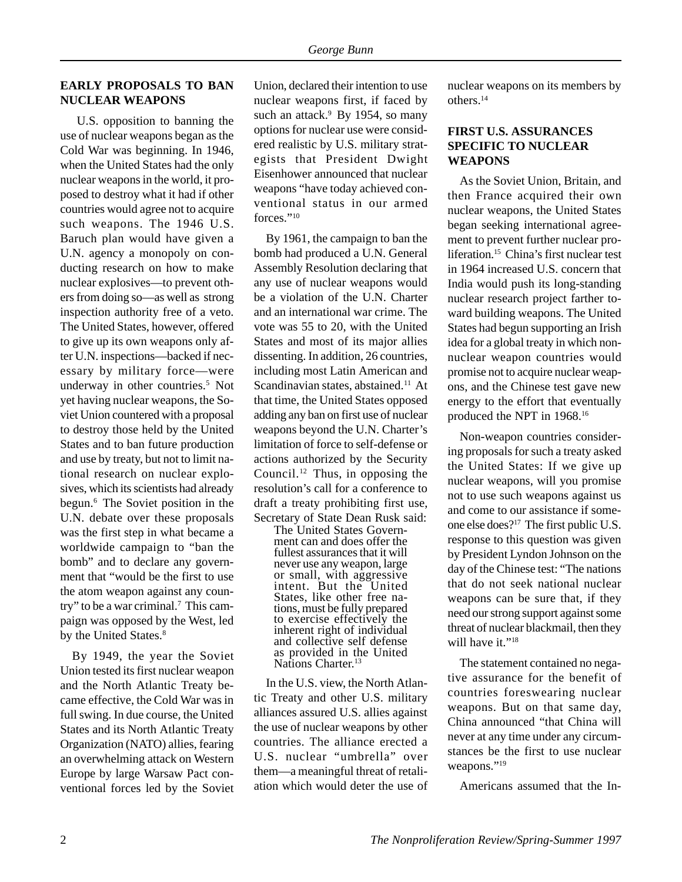## EARLY PROPOSALS TO BAN NUCLEAR WEAPONS

U.S. opposition to banning the use of nuclear weapons began as the Cold War was beginning. In 1946, when the United States had the only nuclear weapons in the world, it proposed to destroy what it had if other countries would agree not to acquire such weapons. The 1946 U.S. Baruch plan would have given a U.N. agency a monopoly on conducting research on how to make nuclear explosives—to prevent others from doing so—as well as strong inspection authority free of a veto. The United States, however, offered to give up its own weapons only after U.N. inspections—backed if necessary by military force—were underway in other countries.[5] Not yet having nuclear weapons, the Soviet Union countered with a proposal to destroy those held by the United States and to ban future production and use by treaty, but not to limit national research on nuclear explosives, which its scientists had already begun.[6] The Soviet position in the U.N. debate over these proposals was the first step in what became a worldwide campaign to "ban the bomb" and to declare any government that "would be the first to use the atom weapon against any country" to be a war criminal.[7] This campaign was opposed by the West, led by the United States.[8]

By 1949, the year the Soviet Union tested its first nuclear weapon and the North Atlantic Treaty became effective, the Cold War was in full swing. In due course, the United States and its North Atlantic Treaty Organization (NATO) allies, fearing an overwhelming attack on Western Europe by large Warsaw Pact conventional forces led by the Soviet Union, declared their intention to use nuclear weapons first, if faced by such an attack.[9] By 1954, so many options for nuclear use were considered realistic by U.S. military strategists that President Dwight Eisenhower announced that nuclear weapons "have today achieved conventional status in our armed forces."[10]

By 1961, the campaign to ban the bomb had produced a U.N. General Assembly Resolution declaring that any use of nuclear weapons would be a violation of the U.N. Charter and an international war crime. The vote was 55 to 20, with the United States and most of its major allies dissenting. In addition, 26 countries, including most Latin American and Scandinavian states, abstained.[11] At that time, the United States opposed adding any ban on first use of nuclear weapons beyond the U.N. Charter's limitation of force to self-defense or actions authorized by the Security Council.[12] Thus, in opposing the resolution's call for a conference to draft a treaty prohibiting first use, Secretary of State Dean Rusk said:

> The United States Government can and does offer the fullest assurances that it will never use any weapon, large or small, with aggressive intent. But the United States, like other free nations, must be fully prepared to exercise effectively the inherent right of individual and collective self defense as provided in the United Nations Charter.[13]

In the U.S. view, the North Atlantic Treaty and other U.S. military alliances assured U.S. allies against the use of nuclear weapons by other countries. The alliance erected a U.S. nuclear "umbrella" over them—a meaningful threat of retaliation which would deter the use of nuclear weapons on its members by others.[14]

## FIRST U.S. ASSURANCES SPECIFIC TO NUCLEAR WEAPONS

As the Soviet Union, Britain, and then France acquired their own nuclear weapons, the United States began seeking international agreement to prevent further nuclear proliferation.[15] China's first nuclear test in 1964 increased U.S. concern that India would push its long-standing nuclear research project farther toward building weapons. The United States had begun supporting an Irish idea for a global treaty in which non-nuclear weapon countries would promise not to acquire nuclear weapons, and the Chinese test gave new energy to the effort that eventually produced the NPT in 1968.[16]

Non-weapon countries considering proposals for such a treaty asked the United States: If we give up nuclear weapons, will you promise not to use such weapons against us and come to our assistance if someone else does?[17] The first public U.S. response to this question was given by President Lyndon Johnson on the day of the Chinese test: "The nations that do not seek national nuclear weapons can be sure that, if they need our strong support against some threat of nuclear blackmail, then they will have it."[18]

The statement contained no negative assurance for the benefit of countries foreswearing nuclear weapons. But on that same day, China announced "that China will never at any time under any circumstances be the first to use nuclear weapons."[19]

Americans assumed that the In-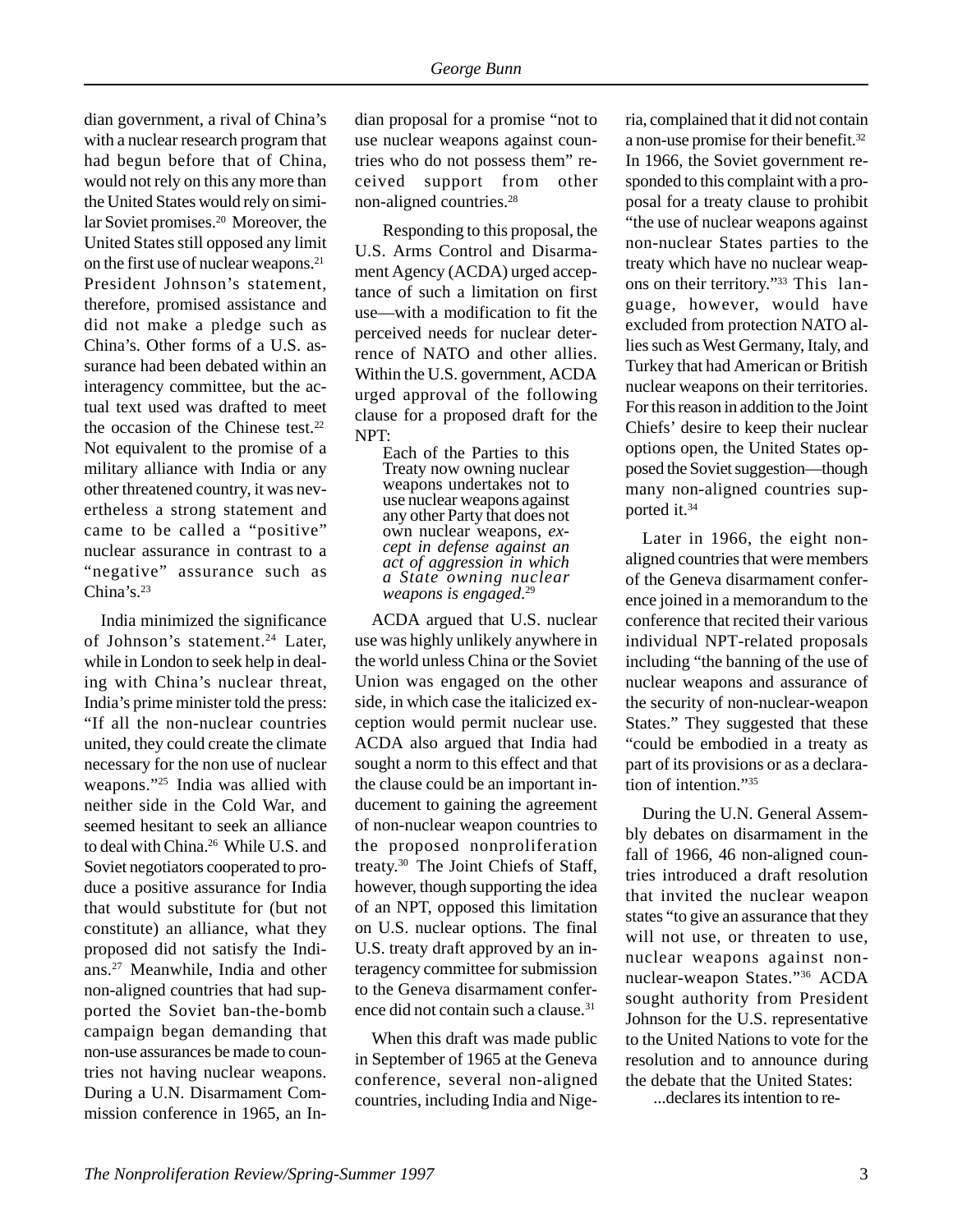dian government, a rival of China's with a nuclear research program that had begun before that of China, would not rely on this any more than the United States would rely on similar Soviet promises.[20] Moreover, the United States still opposed any limit on the first use of nuclear weapons.[21] President Johnson's statement, therefore, promised assistance and did not make a pledge such as China's. Other forms of a U.S. assurance had been debated within an interagency committee, but the actual text used was drafted to meet the occasion of the Chinese test.[22] Not equivalent to the promise of a military alliance with India or any other threatened country, it was nevertheless a strong statement and came to be called a "positive" nuclear assurance in contrast to a "negative" assurance such as China's.[23]

India minimized the significance of Johnson's statement.[24] Later, while in London to seek help in dealing with China's nuclear threat, India's prime minister told the press: "If all the non-nuclear countries united, they could create the climate necessary for the non use of nuclear weapons."[25] India was allied with neither side in the Cold War, and seemed hesitant to seek an alliance to deal with China.[26] While U.S. and Soviet negotiators cooperated to produce a positive assurance for India that would substitute for (but not constitute) an alliance, what they proposed did not satisfy the Indians.[27] Meanwhile, India and other non-aligned countries that had supported the Soviet ban-the-bomb campaign began demanding that non-use assurances be made to countries not having nuclear weapons. During a U.N. Disarmament Commission conference in 1965, an Indian proposal for a promise "not to use nuclear weapons against countries who do not possess them" received support from other non-aligned countries.[28]

Responding to this proposal, the U.S. Arms Control and Disarmament Agency (ACDA) urged acceptance of such a limitation on first use—with a modification to fit the perceived needs for nuclear deterrence of NATO and other allies. Within the U.S. government, ACDA urged approval of the following clause for a proposed draft for the NPT:

> Each of the Parties to this Treaty now owning nuclear weapons undertakes not to use nuclear weapons against any other Party that does not own nuclear weapons, *except in defense against an act of aggression in which a State owning nuclear weapons is engaged*.[29]

ACDA argued that U.S. nuclear use was highly unlikely anywhere in the world unless China or the Soviet Union was engaged on the other side, in which case the italicized exception would permit nuclear use. ACDA also argued that India had sought a norm to this effect and that the clause could be an important inducement to gaining the agreement of non-nuclear weapon countries to the proposed nonproliferation treaty.[30] The Joint Chiefs of Staff, however, though supporting the idea of an NPT, opposed this limitation on U.S. nuclear options. The final U.S. treaty draft approved by an interagency committee for submission to the Geneva disarmament conference did not contain such a clause.[31]

When this draft was made public in September of 1965 at the Geneva conference, several non-aligned countries, including India and Nigeria, complained that it did not contain a non-use promise for their benefit.[32] In 1966, the Soviet government responded to this complaint with a proposal for a treaty clause to prohibit "the use of nuclear weapons against non-nuclear States parties to the treaty which have no nuclear weapons on their territory."[33] This language, however, would have excluded from protection NATO allies such as West Germany, Italy, and Turkey that had American or British nuclear weapons on their territories. For this reason in addition to the Joint Chiefs' desire to keep their nuclear options open, the United States opposed the Soviet suggestion—though many non-aligned countries supported it.[34]

Later in 1966, the eight non-aligned countries that were members of the Geneva disarmament conference joined in a memorandum to the conference that recited their various individual NPT-related proposals including "the banning of the use of nuclear weapons and assurance of the security of non-nuclear-weapon States." They suggested that these "could be embodied in a treaty as part of its provisions or as a declaration of intention."[35]

During the U.N. General Assembly debates on disarmament in the fall of 1966, 46 non-aligned countries introduced a draft resolution that invited the nuclear weapon states "to give an assurance that they will not use, or threaten to use, nuclear weapons against non-nuclear-weapon States."[36] ACDA sought authority from President Johnson for the U.S. representative to the United Nations to vote for the resolution and to announce during the debate that the United States:

> ...declares its intention to re-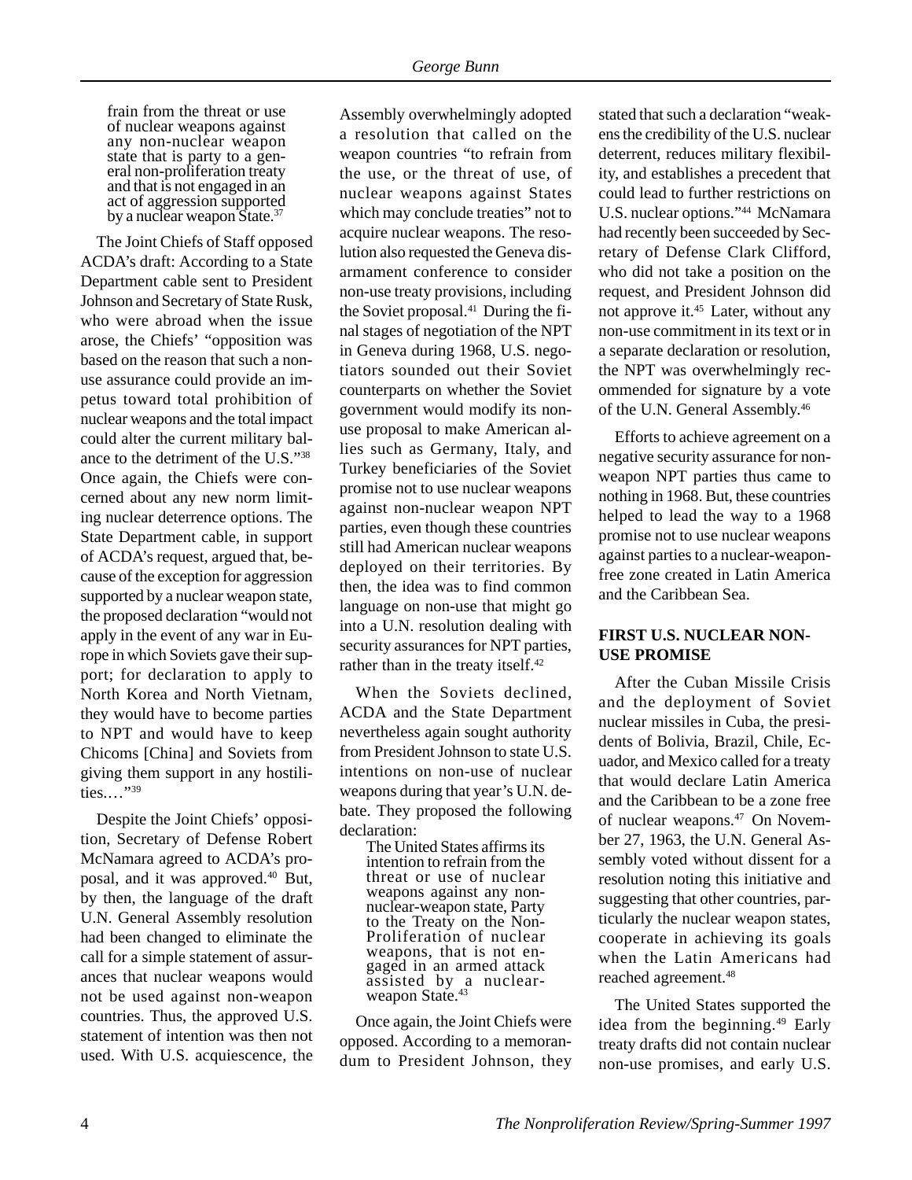> frain from the threat or use of nuclear weapons against any non-nuclear weapon state that is party to a general non-proliferation treaty and that is not engaged in an act of aggression supported by a nuclear weapon State.[37]

The Joint Chiefs of Staff opposed ACDA's draft: According to a State Department cable sent to President Johnson and Secretary of State Rusk, who were abroad when the issue arose, the Chiefs' "opposition was based on the reason that such a non-use assurance could provide an impetus toward total prohibition of nuclear weapons and the total impact could alter the current military balance to the detriment of the U.S."[38] Once again, the Chiefs were concerned about any new norm limiting nuclear deterrence options. The State Department cable, in support of ACDA's request, argued that, because of the exception for aggression supported by a nuclear weapon state, the proposed declaration "would not apply in the event of any war in Europe in which Soviets gave their support; for declaration to apply to North Korea and North Vietnam, they would have to become parties to NPT and would have to keep Chicoms [China] and Soviets from giving them support in any hostilities.…"[39]

Despite the Joint Chiefs' opposition, Secretary of Defense Robert McNamara agreed to ACDA's proposal, and it was approved.[40] But, by then, the language of the draft U.N. General Assembly resolution had been changed to eliminate the call for a simple statement of assurances that nuclear weapons would not be used against non-weapon countries. Thus, the approved U.S. statement of intention was then not used. With U.S. acquiescence, the Assembly overwhelmingly adopted a resolution that called on the weapon countries "to refrain from the use, or the threat of use, of nuclear weapons against States which may conclude treaties" not to acquire nuclear weapons. The resolution also requested the Geneva disarmament conference to consider non-use treaty provisions, including the Soviet proposal.[41] During the final stages of negotiation of the NPT in Geneva during 1968, U.S. negotiators sounded out their Soviet counterparts on whether the Soviet government would modify its non-use proposal to make American allies such as Germany, Italy, and Turkey beneficiaries of the Soviet promise not to use nuclear weapons against non-nuclear weapon NPT parties, even though these countries still had American nuclear weapons deployed on their territories. By then, the idea was to find common language on non-use that might go into a U.N. resolution dealing with security assurances for NPT parties, rather than in the treaty itself.[42]

When the Soviets declined, ACDA and the State Department nevertheless again sought authority from President Johnson to state U.S. intentions on non-use of nuclear weapons during that year's U.N. debate. They proposed the following declaration:

> The United States affirms its intention to refrain from the threat or use of nuclear weapons against any non-nuclear-weapon state, Party to the Treaty on the Non-Proliferation of nuclear weapons, that is not engaged in an armed attack assisted by a nuclear-weapon State.[43]

Once again, the Joint Chiefs were opposed. According to a memorandum to President Johnson, they stated that such a declaration "weakens the credibility of the U.S. nuclear deterrent, reduces military flexibility, and establishes a precedent that could lead to further restrictions on U.S. nuclear options."[44] McNamara had recently been succeeded by Secretary of Defense Clark Clifford, who did not take a position on the request, and President Johnson did not approve it.[45] Later, without any non-use commitment in its text or in a separate declaration or resolution, the NPT was overwhelmingly recommended for signature by a vote of the U.N. General Assembly.[46]

Efforts to achieve agreement on a negative security assurance for non-weapon NPT parties thus came to nothing in 1968. But, these countries helped to lead the way to a 1968 promise not to use nuclear weapons against parties to a nuclear-weapon-free zone created in Latin America and the Caribbean Sea.

## FIRST U.S. NUCLEAR NON-USE PROMISE

After the Cuban Missile Crisis and the deployment of Soviet nuclear missiles in Cuba, the presidents of Bolivia, Brazil, Chile, Ecuador, and Mexico called for a treaty that would declare Latin America and the Caribbean to be a zone free of nuclear weapons.[47] On November 27, 1963, the U.N. General Assembly voted without dissent for a resolution noting this initiative and suggesting that other countries, particularly the nuclear weapon states, cooperate in achieving its goals when the Latin Americans had reached agreement.[48]

The United States supported the idea from the beginning.[49] Early treaty drafts did not contain nuclear non-use promises, and early U.S.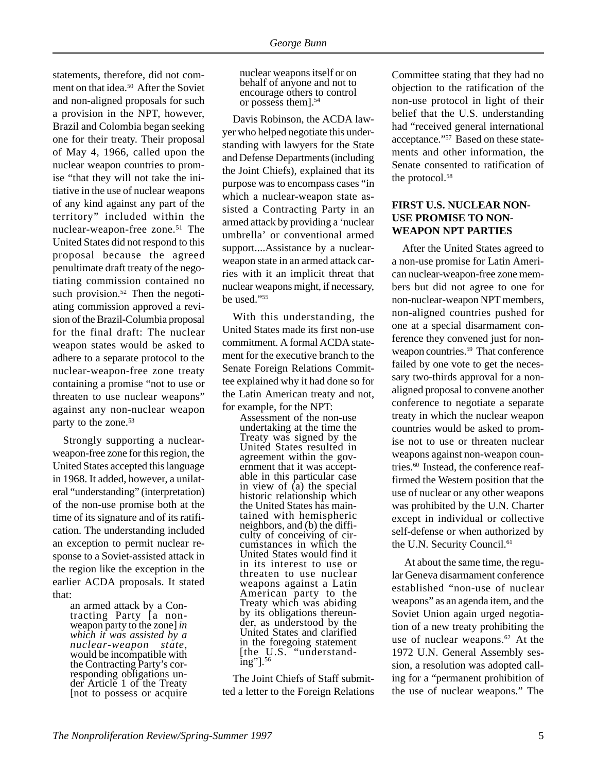statements, therefore, did not comment on that idea.[50] After the Soviet and non-aligned proposals for such a provision in the NPT, however, Brazil and Colombia began seeking one for their treaty. Their proposal of May 4, 1966, called upon the nuclear weapon countries to promise "that they will not take the initiative in the use of nuclear weapons of any kind against any part of the territory" included within the nuclear-weapon-free zone.[51] The United States did not respond to this proposal because the agreed penultimate draft treaty of the negotiating commission contained no such provision.[52] Then the negotiating commission approved a revision of the Brazil-Columbia proposal for the final draft: The nuclear weapon states would be asked to adhere to a separate protocol to the nuclear-weapon-free zone treaty containing a promise "not to use or threaten to use nuclear weapons" against any non-nuclear weapon party to the zone.[53]

Strongly supporting a nuclear-weapon-free zone for this region, the United States accepted this language in 1968. It added, however, a unilateral "understanding" (interpretation) of the non-use promise both at the time of its signature and of its ratification. The understanding included an exception to permit nuclear response to a Soviet-assisted attack in the region like the exception in the earlier ACDA proposals. It stated that:

> an armed attack by a Contracting Party [a non-weapon party to the zone] *in which it was assisted by a nuclear-weapon state*, would be incompatible with the Contracting Party's corresponding obligations under Article 1 of the Treaty [not to possess or acquire nuclear weapons itself or on behalf of anyone and not to encourage others to control or possess them].[54]

Davis Robinson, the ACDA lawyer who helped negotiate this understanding with lawyers for the State and Defense Departments (including the Joint Chiefs), explained that its purpose was to encompass cases "in which a nuclear-weapon state assisted a Contracting Party in an armed attack by providing a 'nuclear umbrella' or conventional armed support....Assistance by a nuclear-weapon state in an armed attack carries with it an implicit threat that nuclear weapons might, if necessary, be used."[55]

With this understanding, the United States made its first non-use commitment. A formal ACDA statement for the executive branch to the Senate Foreign Relations Committee explained why it had done so for the Latin American treaty and not, for example, for the NPT:

> Assessment of the non-use undertaking at the time the Treaty was signed by the United States resulted in agreement within the government that it was acceptable in this particular case in view of (a) the special historic relationship which the United States has maintained with hemispheric neighbors, and (b) the difficulty of conceiving of circumstances in which the United States would find it in its interest to use or threaten to use nuclear weapons against a Latin American party to the Treaty which was abiding by its obligations thereunder, as understood by the United States and clarified in the foregoing statement [the U.S. "understanding"].[56]

The Joint Chiefs of Staff submitted a letter to the Foreign Relations Committee stating that they had no objection to the ratification of the non-use protocol in light of their belief that the U.S. understanding had "received general international acceptance."[57] Based on these statements and other information, the Senate consented to ratification of the protocol.[58]

## FIRST U.S. NUCLEAR NON-USE PROMISE TO NON-WEAPON NPT PARTIES

After the United States agreed to a non-use promise for Latin American nuclear-weapon-free zone members but did not agree to one for non-nuclear-weapon NPT members, non-aligned countries pushed for one at a special disarmament conference they convened just for non-weapon countries.[59] That conference failed by one vote to get the necessary two-thirds approval for a non-aligned proposal to convene another conference to negotiate a separate treaty in which the nuclear weapon countries would be asked to promise not to use or threaten nuclear weapons against non-weapon countries.[60] Instead, the conference reaffirmed the Western position that the use of nuclear or any other weapons was prohibited by the U.N. Charter except in individual or collective self-defense or when authorized by the U.N. Security Council.[61]

At about the same time, the regular Geneva disarmament conference established "non-use of nuclear weapons" as an agenda item, and the Soviet Union again urged negotiation of a new treaty prohibiting the use of nuclear weapons.[62] At the 1972 U.N. General Assembly session, a resolution was adopted calling for a "permanent prohibition of the use of nuclear weapons." The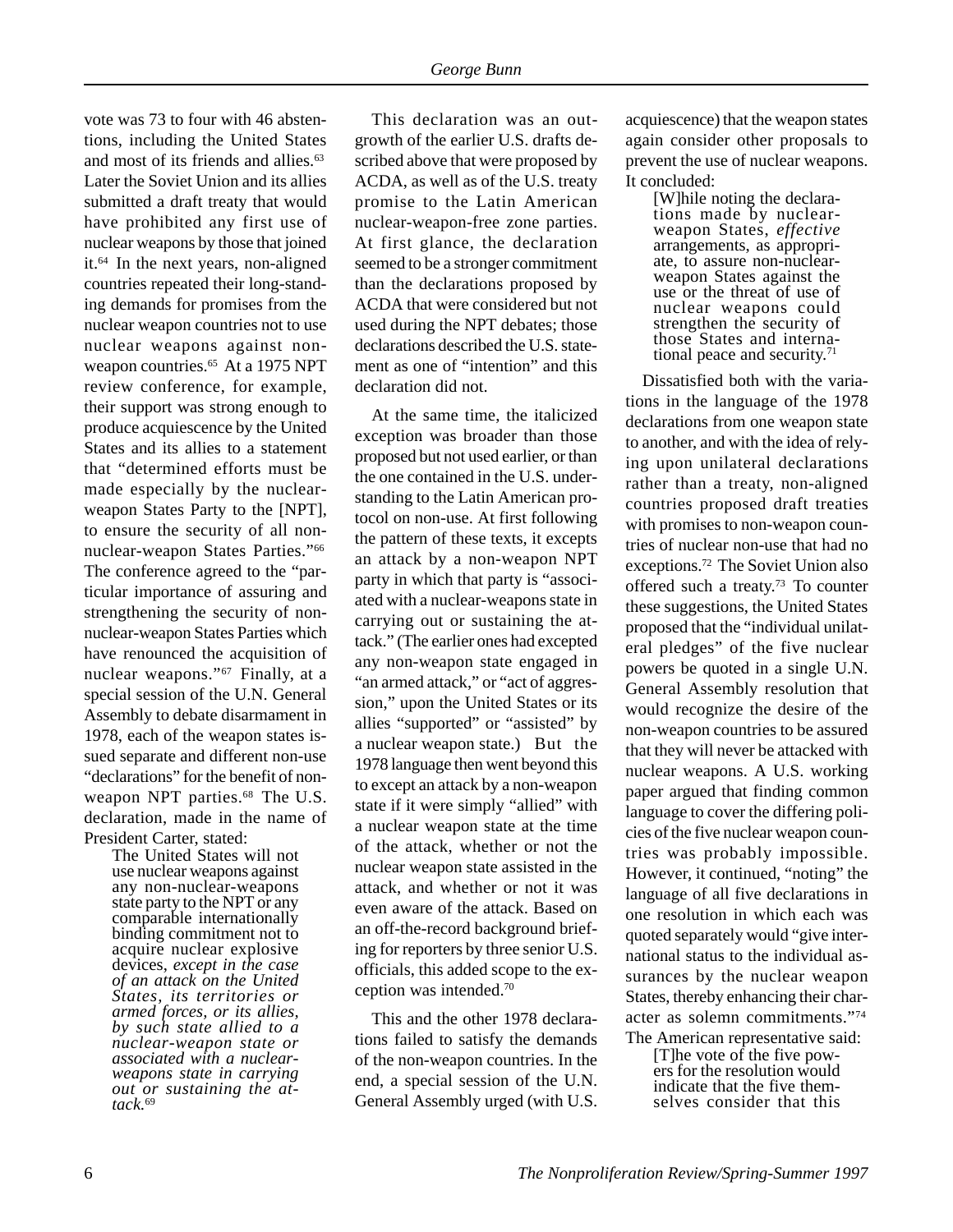vote was 73 to four with 46 abstentions, including the United States and most of its friends and allies.[63] Later the Soviet Union and its allies submitted a draft treaty that would have prohibited any first use of nuclear weapons by those that joined it.[64] In the next years, non-aligned countries repeated their long-standing demands for promises from the nuclear weapon countries not to use nuclear weapons against non-weapon countries.[65] At a 1975 NPT review conference, for example, their support was strong enough to produce acquiescence by the United States and its allies to a statement that "determined efforts must be made especially by the nuclear-weapon States Party to the [NPT], to ensure the security of all non-nuclear-weapon States Parties."[66] The conference agreed to the "particular importance of assuring and strengthening the security of non-nuclear-weapon States Parties which have renounced the acquisition of nuclear weapons."[67] Finally, at a special session of the U.N. General Assembly to debate disarmament in 1978, each of the weapon states issued separate and different non-use "declarations" for the benefit of non-weapon NPT parties.[68] The U.S. declaration, made in the name of President Carter, stated:

> The United States will not use nuclear weapons against any non-nuclear-weapons state party to the NPT or any comparable internationally binding commitment not to acquire nuclear explosive devices, *except in the case of an attack on the United States, its territories or armed forces, or its allies, by such state allied to a nuclear-weapon state or associated with a nuclear-weapons state in carrying out or sustaining the attack.*[69]

This declaration was an outgrowth of the earlier U.S. drafts described above that were proposed by ACDA, as well as of the U.S. treaty promise to the Latin American nuclear-weapon-free zone parties. At first glance, the declaration seemed to be a stronger commitment than the declarations proposed by ACDA that were considered but not used during the NPT debates; those declarations described the U.S. statement as one of "intention" and this declaration did not.

At the same time, the italicized exception was broader than those proposed but not used earlier, or than the one contained in the U.S. understanding to the Latin American protocol on non-use. At first following the pattern of these texts, it excepts an attack by a non-weapon NPT party in which that party is "associated with a nuclear-weapons state in carrying out or sustaining the attack." (The earlier ones had excepted any non-weapon state engaged in "an armed attack," or "act of aggression," upon the United States or its allies "supported" or "assisted" by a nuclear weapon state.) But the 1978 language then went beyond this to except an attack by a non-weapon state if it were simply "allied" with a nuclear weapon state at the time of the attack, whether or not the nuclear weapon state assisted in the attack, and whether or not it was even aware of the attack. Based on an off-the-record background briefing for reporters by three senior U.S. officials, this added scope to the exception was intended.[70]

This and the other 1978 declarations failed to satisfy the demands of the non-weapon countries. In the end, a special session of the U.N. General Assembly urged (with U.S. acquiescence) that the weapon states again consider other proposals to prevent the use of nuclear weapons. It concluded:

> [W]hile noting the declarations made by nuclear-weapon States, *effective* arrangements, as appropriate, to assure non-nuclear-weapon States against the use or the threat of use of nuclear weapons could strengthen the security of those States and international peace and security.[71]

Dissatisfied both with the variations in the language of the 1978 declarations from one weapon state to another, and with the idea of relying upon unilateral declarations rather than a treaty, non-aligned countries proposed draft treaties with promises to non-weapon countries of nuclear non-use that had no exceptions.[72] The Soviet Union also offered such a treaty.[73] To counter these suggestions, the United States proposed that the "individual unilateral pledges" of the five nuclear powers be quoted in a single U.N. General Assembly resolution that would recognize the desire of the non-weapon countries to be assured that they will never be attacked with nuclear weapons. A U.S. working paper argued that finding common language to cover the differing policies of the five nuclear weapon countries was probably impossible. However, it continued, "noting" the language of all five declarations in one resolution in which each was quoted separately would "give international status to the individual assurances by the nuclear weapon States, thereby enhancing their character as solemn commitments."[74] The American representative said:

> [T]he vote of the five powers for the resolution would indicate that the five themselves consider that this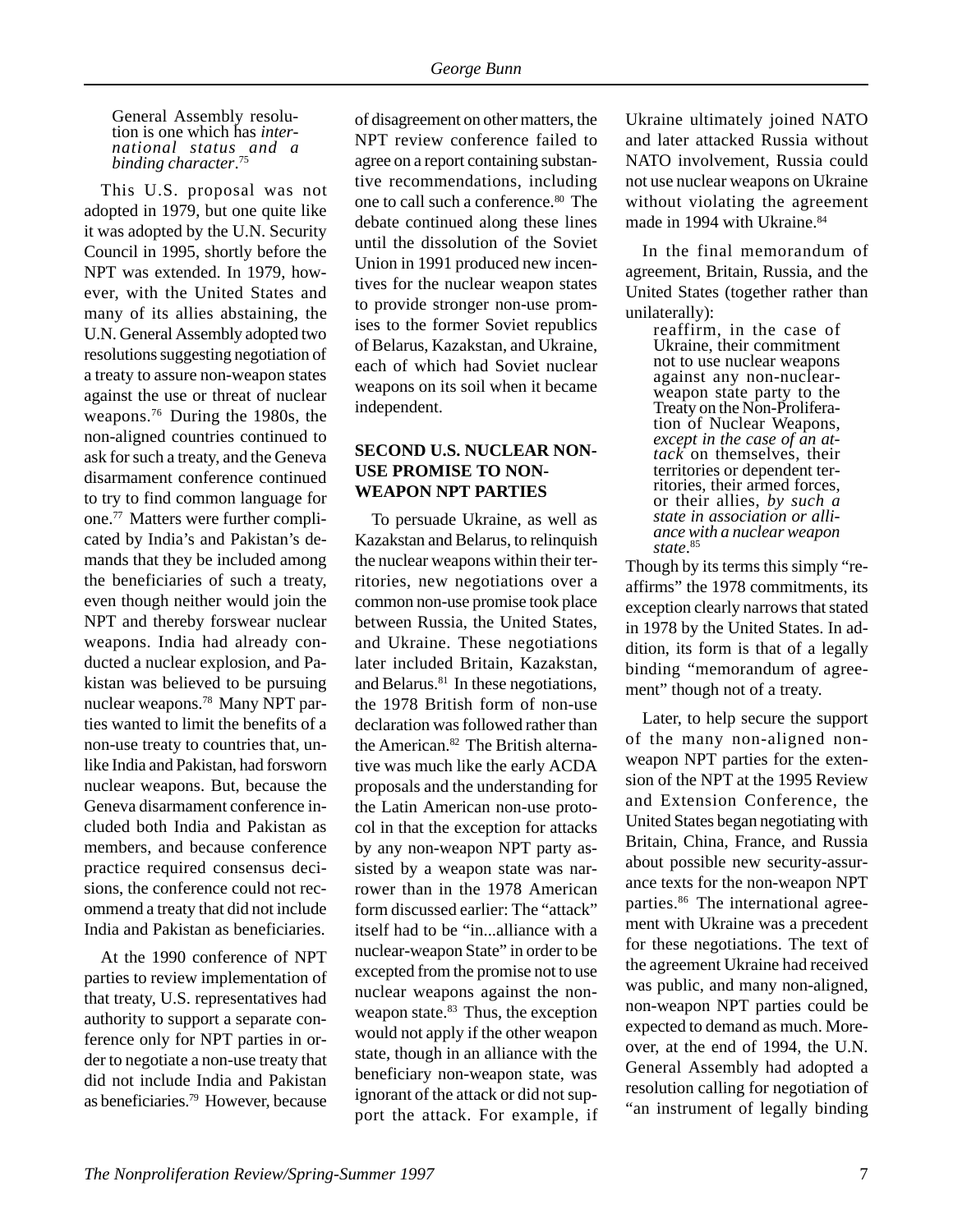> General Assembly resolution is one which has *international status and a binding character*.[75]

This U.S. proposal was not adopted in 1979, but one quite like it was adopted by the U.N. Security Council in 1995, shortly before the NPT was extended. In 1979, however, with the United States and many of its allies abstaining, the U.N. General Assembly adopted two resolutions suggesting negotiation of a treaty to assure non-weapon states against the use or threat of nuclear weapons.[76] During the 1980s, the non-aligned countries continued to ask for such a treaty, and the Geneva disarmament conference continued to try to find common language for one.[77] Matters were further complicated by India's and Pakistan's demands that they be included among the beneficiaries of such a treaty, even though neither would join the NPT and thereby forswear nuclear weapons. India had already conducted a nuclear explosion, and Pakistan was believed to be pursuing nuclear weapons.[78] Many NPT parties wanted to limit the benefits of a non-use treaty to countries that, unlike India and Pakistan, had forsworn nuclear weapons. But, because the Geneva disarmament conference included both India and Pakistan as members, and because conference practice required consensus decisions, the conference could not recommend a treaty that did not include India and Pakistan as beneficiaries.

At the 1990 conference of NPT parties to review implementation of that treaty, U.S. representatives had authority to support a separate conference only for NPT parties in order to negotiate a non-use treaty that did not include India and Pakistan as beneficiaries.[79] However, because of disagreement on other matters, the NPT review conference failed to agree on a report containing substantive recommendations, including one to call such a conference.[80] The debate continued along these lines until the dissolution of the Soviet Union in 1991 produced new incentives for the nuclear weapon states to provide stronger non-use promises to the former Soviet republics of Belarus, Kazakstan, and Ukraine, each of which had Soviet nuclear weapons on its soil when it became independent.

## SECOND U.S. NUCLEAR NON-USE PROMISE TO NON-WEAPON NPT PARTIES

To persuade Ukraine, as well as Kazakstan and Belarus, to relinquish the nuclear weapons within their territories, new negotiations over a common non-use promise took place between Russia, the United States, and Ukraine. These negotiations later included Britain, Kazakstan, and Belarus.[81] In these negotiations, the 1978 British form of non-use declaration was followed rather than the American.[82] The British alternative was much like the early ACDA proposals and the understanding for the Latin American non-use protocol in that the exception for attacks by any non-weapon NPT party assisted by a weapon state was narrower than in the 1978 American form discussed earlier: The "attack" itself had to be "in...alliance with a nuclear-weapon State" in order to be excepted from the promise not to use nuclear weapons against the non-weapon state.[83] Thus, the exception would not apply if the other weapon state, though in an alliance with the beneficiary non-weapon state, was ignorant of the attack or did not support the attack. For example, if Ukraine ultimately joined NATO and later attacked Russia without NATO involvement, Russia could not use nuclear weapons on Ukraine without violating the agreement made in 1994 with Ukraine.[84]

In the final memorandum of agreement, Britain, Russia, and the United States (together rather than unilaterally):

> reaffirm, in the case of Ukraine, their commitment not to use nuclear weapons against any non-nuclear-weapon state party to the Treaty on the Non-Proliferation of Nuclear Weapons, *except in the case of an attack* on themselves, their territories or dependent territories, their armed forces, or their allies, *by such a state in association or alliance with a nuclear weapon state*.[85]

Though by its terms this simply "reaffirms" the 1978 commitments, its exception clearly narrows that stated in 1978 by the United States. In addition, its form is that of a legally binding "memorandum of agreement" though not of a treaty.

Later, to help secure the support of the many non-aligned non-weapon NPT parties for the extension of the NPT at the 1995 Review and Extension Conference, the United States began negotiating with Britain, China, France, and Russia about possible new security-assurance texts for the non-weapon NPT parties.[86] The international agreement with Ukraine was a precedent for these negotiations. The text of the agreement Ukraine had received was public, and many non-aligned, non-weapon NPT parties could be expected to demand as much. Moreover, at the end of 1994, the U.N. General Assembly had adopted a resolution calling for negotiation of "an instrument of legally binding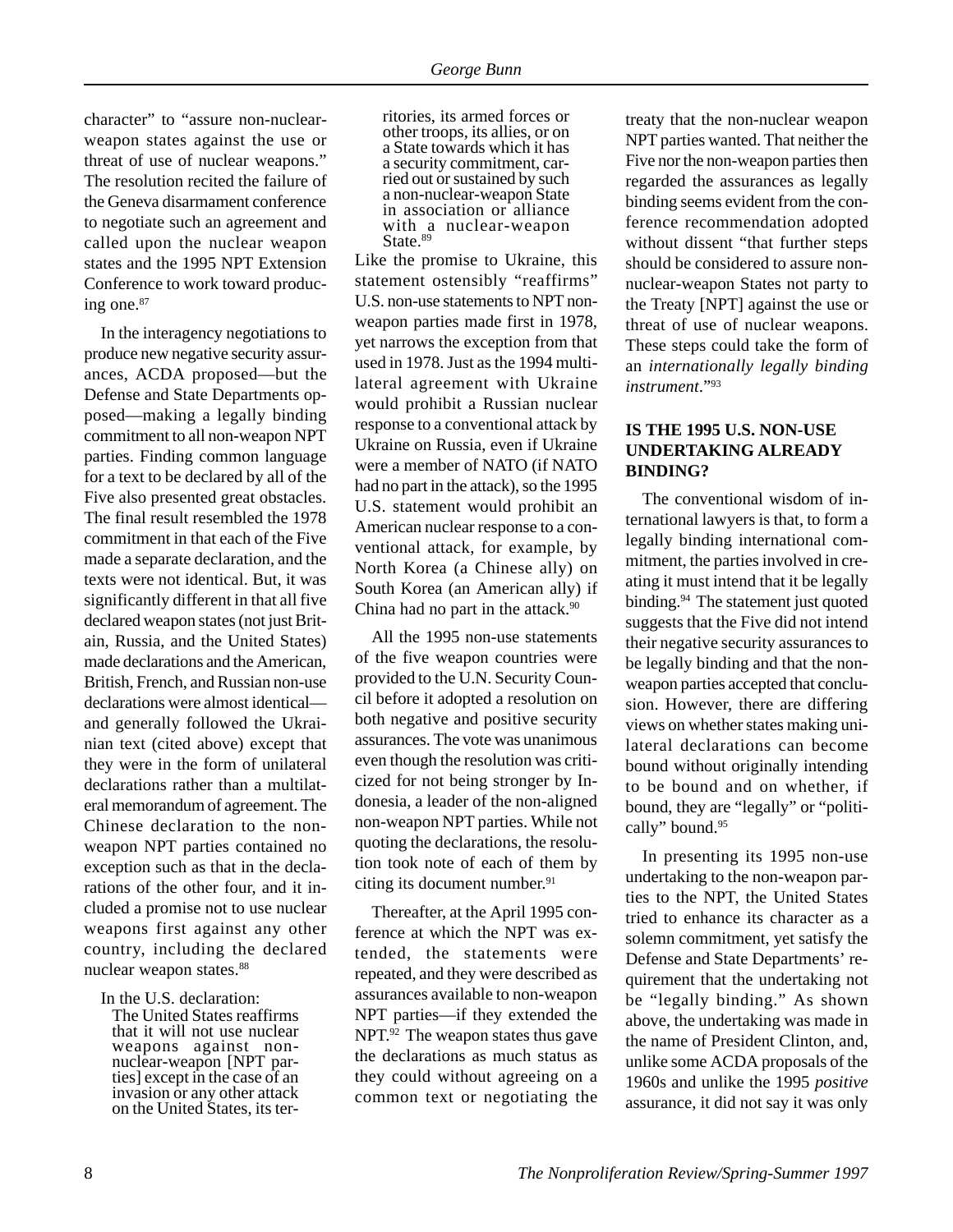character" to "assure non-nuclear-weapon states against the use or threat of use of nuclear weapons." The resolution recited the failure of the Geneva disarmament conference to negotiate such an agreement and called upon the nuclear weapon states and the 1995 NPT Extension Conference to work toward producing one.[87]

In the interagency negotiations to produce new negative security assurances, ACDA proposed—but the Defense and State Departments opposed—making a legally binding commitment to all non-weapon NPT parties. Finding common language for a text to be declared by all of the Five also presented great obstacles. The final result resembled the 1978 commitment in that each of the Five made a separate declaration, and the texts were not identical. But, it was significantly different in that all five declared weapon states (not just Britain, Russia, and the United States) made declarations and the American, British, French, and Russian non-use declarations were almost identical—and generally followed the Ukrainian text (cited above) except that they were in the form of unilateral declarations rather than a multilateral memorandum of agreement. The Chinese declaration to the non-weapon NPT parties contained no exception such as that in the declarations of the other four, and it included a promise not to use nuclear weapons first against any other country, including the declared nuclear weapon states.[88]

In the U.S. declaration:

> The United States reaffirms that it will not use nuclear weapons against non-nuclear-weapon [NPT parties] except in the case of an invasion or any other attack on the United States, its territories, its armed forces or other troops, its allies, or on a State towards which it has a security commitment, carried out or sustained by such a non-nuclear-weapon State in association or alliance with a nuclear-weapon State.[89]

Like the promise to Ukraine, this statement ostensibly "reaffirms" U.S. non-use statements to NPT non-weapon parties made first in 1978, yet narrows the exception from that used in 1978. Just as the 1994 multilateral agreement with Ukraine would prohibit a Russian nuclear response to a conventional attack by Ukraine on Russia, even if Ukraine were a member of NATO (if NATO had no part in the attack), so the 1995 U.S. statement would prohibit an American nuclear response to a conventional attack, for example, by North Korea (a Chinese ally) on South Korea (an American ally) if China had no part in the attack.[90]

All the 1995 non-use statements of the five weapon countries were provided to the U.N. Security Council before it adopted a resolution on both negative and positive security assurances. The vote was unanimous even though the resolution was criticized for not being stronger by Indonesia, a leader of the non-aligned non-weapon NPT parties. While not quoting the declarations, the resolution took note of each of them by citing its document number.[91]

Thereafter, at the April 1995 conference at which the NPT was extended, the statements were repeated, and they were described as assurances available to non-weapon NPT parties—if they extended the NPT.[92] The weapon states thus gave the declarations as much status as they could without agreeing on a common text or negotiating the treaty that the non-nuclear weapon NPT parties wanted. That neither the Five nor the non-weapon parties then regarded the assurances as legally binding seems evident from the conference recommendation adopted without dissent "that further steps should be considered to assure non-nuclear-weapon States not party to the Treaty [NPT] against the use or threat of use of nuclear weapons. These steps could take the form of an *internationally legally binding instrument*."[93]

## IS THE 1995 U.S. NON-USE UNDERTAKING ALREADY BINDING?

The conventional wisdom of international lawyers is that, to form a legally binding international commitment, the parties involved in creating it must intend that it be legally binding.[94] The statement just quoted suggests that the Five did not intend their negative security assurances to be legally binding and that the non-weapon parties accepted that conclusion. However, there are differing views on whether states making unilateral declarations can become bound without originally intending to be bound and on whether, if bound, they are "legally" or "politically" bound.[95]

In presenting its 1995 non-use undertaking to the non-weapon parties to the NPT, the United States tried to enhance its character as a solemn commitment, yet satisfy the Defense and State Departments' requirement that the undertaking not be "legally binding." As shown above, the undertaking was made in the name of President Clinton, and, unlike some ACDA proposals of the 1960s and unlike the 1995 *positive* assurance, it did not say it was only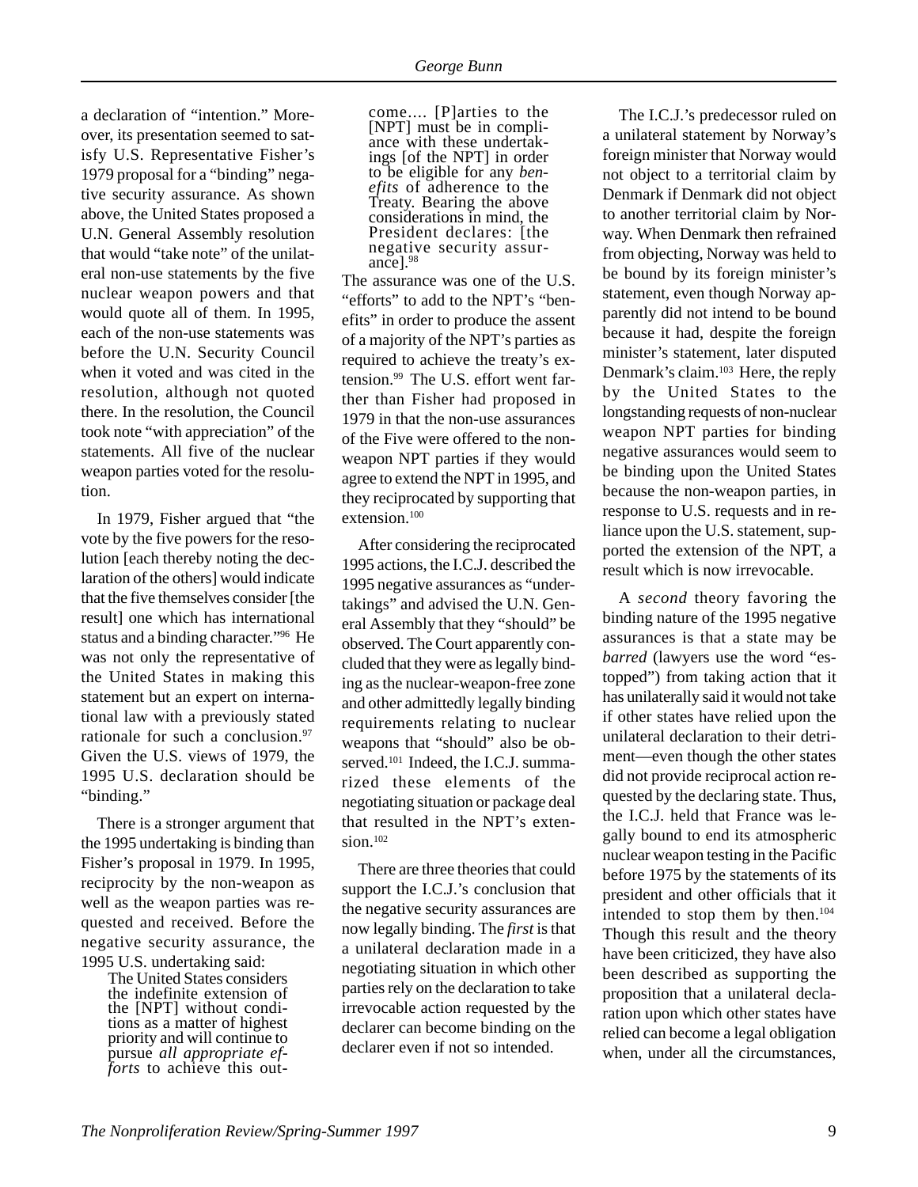a declaration of "intention." Moreover, its presentation seemed to satisfy U.S. Representative Fisher's 1979 proposal for a "binding" negative security assurance. As shown above, the United States proposed a U.N. General Assembly resolution that would "take note" of the unilateral non-use statements by the five nuclear weapon powers and that would quote all of them. In 1995, each of the non-use statements was before the U.N. Security Council when it voted and was cited in the resolution, although not quoted there. In the resolution, the Council took note "with appreciation" of the statements. All five of the nuclear weapon parties voted for the resolution.

In 1979, Fisher argued that "the vote by the five powers for the resolution [each thereby noting the declaration of the others] would indicate that the five themselves consider [the result] one which has international status and a binding character."[96] He was not only the representative of the United States in making this statement but an expert on international law with a previously stated rationale for such a conclusion.[97] Given the U.S. views of 1979, the 1995 U.S. declaration should be "binding."

There is a stronger argument that the 1995 undertaking is binding than Fisher's proposal in 1979. In 1995, reciprocity by the non-weapon as well as the weapon parties was requested and received. Before the negative security assurance, the 1995 U.S. undertaking said:

> The United States considers the indefinite extension of the [NPT] without conditions as a matter of highest priority and will continue to pursue *all appropriate efforts* to achieve this outcome.... [P]arties to the [NPT] must be in compliance with these undertakings [of the NPT] in order to be eligible for any *benefits* of adherence to the Treaty. Bearing the above considerations in mind, the President declares: [the negative security assurance].[98]

The assurance was one of the U.S. "efforts" to add to the NPT's "benefits" in order to produce the assent of a majority of the NPT's parties as required to achieve the treaty's extension.[99] The U.S. effort went farther than Fisher had proposed in 1979 in that the non-use assurances of the Five were offered to the non-weapon NPT parties if they would agree to extend the NPT in 1995, and they reciprocated by supporting that extension.[100]

After considering the reciprocated 1995 actions, the I.C.J. described the 1995 negative assurances as "undertakings" and advised the U.N. General Assembly that they "should" be observed. The Court apparently concluded that they were as legally binding as the nuclear-weapon-free zone and other admittedly legally binding requirements relating to nuclear weapons that "should" also be observed.[101] Indeed, the I.C.J. summarized these elements of the negotiating situation or package deal that resulted in the NPT's extension.[102]

There are three theories that could support the I.C.J.'s conclusion that the negative security assurances are now legally binding. The *first* is that a unilateral declaration made in a negotiating situation in which other parties rely on the declaration to take irrevocable action requested by the declarer can become binding on the declarer even if not so intended.

The I.C.J.'s predecessor ruled on a unilateral statement by Norway's foreign minister that Norway would not object to a territorial claim by Denmark if Denmark did not object to another territorial claim by Norway. When Denmark then refrained from objecting, Norway was held to be bound by its foreign minister's statement, even though Norway apparently did not intend to be bound because it had, despite the foreign minister's statement, later disputed Denmark's claim.[103] Here, the reply by the United States to the longstanding requests of non-nuclear weapon NPT parties for binding negative assurances would seem to be binding upon the United States because the non-weapon parties, in response to U.S. requests and in reliance upon the U.S. statement, supported the extension of the NPT, a result which is now irrevocable.

A *second* theory favoring the binding nature of the 1995 negative assurances is that a state may be *barred* (lawyers use the word "estopped") from taking action that it has unilaterally said it would not take if other states have relied upon the unilateral declaration to their detriment—even though the other states did not provide reciprocal action requested by the declaring state. Thus, the I.C.J. held that France was legally bound to end its atmospheric nuclear weapon testing in the Pacific before 1975 by the statements of its president and other officials that it intended to stop them by then.[104] Though this result and the theory have been criticized, they have also been described as supporting the proposition that a unilateral declaration upon which other states have relied can become a legal obligation when, under all the circumstances,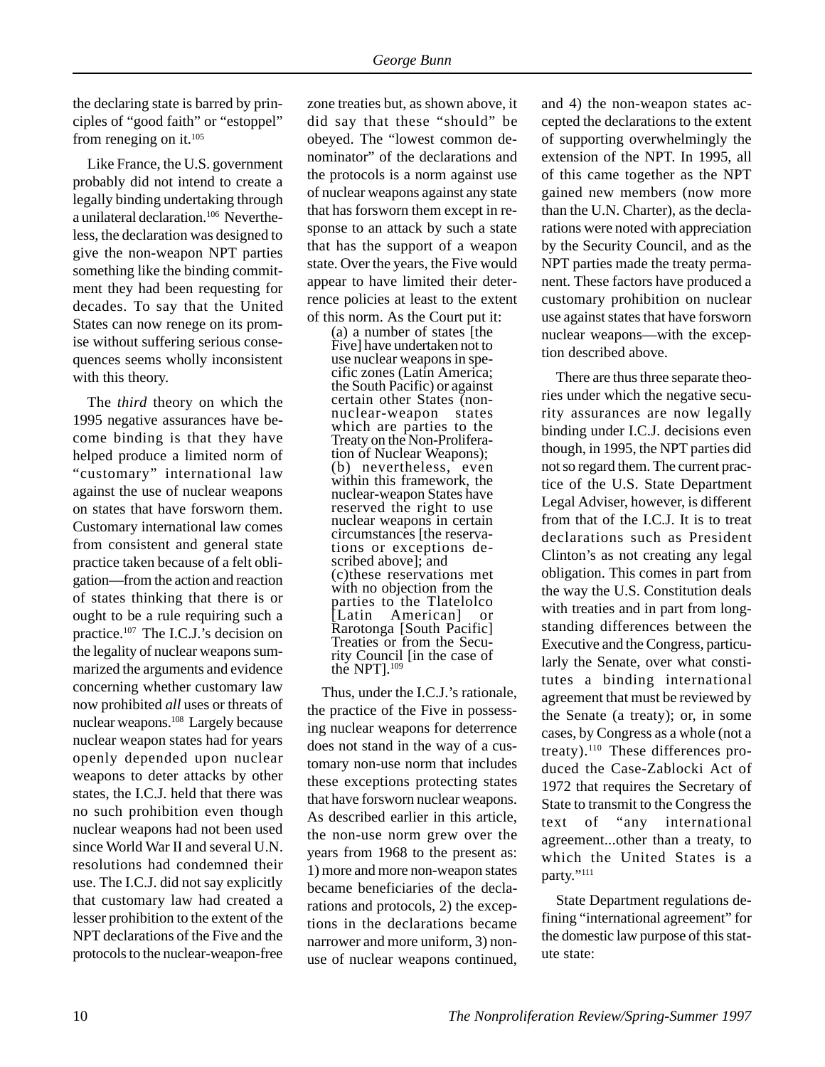the declaring state is barred by principles of "good faith" or "estoppel" from reneging on it.[105]

Like France, the U.S. government probably did not intend to create a legally binding undertaking through a unilateral declaration.[106] Nevertheless, the declaration was designed to give the non-weapon NPT parties something like the binding commitment they had been requesting for decades. To say that the United States can now renege on its promise without suffering serious consequences seems wholly inconsistent with this theory.

The *third* theory on which the 1995 negative assurances have become binding is that they have helped produce a limited norm of "customary" international law against the use of nuclear weapons on states that have forsworn them. Customary international law comes from consistent and general state practice taken because of a felt obligation—from the action and reaction of states thinking that there is or ought to be a rule requiring such a practice.[107] The I.C.J.'s decision on the legality of nuclear weapons summarized the arguments and evidence concerning whether customary law now prohibited *all* uses or threats of nuclear weapons.[108] Largely because nuclear weapon states had for years openly depended upon nuclear weapons to deter attacks by other states, the I.C.J. held that there was no such prohibition even though nuclear weapons had not been used since World War II and several U.N. resolutions had condemned their use. The I.C.J. did not say explicitly that customary law had created a lesser prohibition to the extent of the NPT declarations of the Five and the protocols to the nuclear-weapon-free zone treaties but, as shown above, it did say that these "should" be obeyed. The "lowest common denominator" of the declarations and the protocols is a norm against use of nuclear weapons against any state that has forsworn them except in response to an attack by such a state that has the support of a weapon state. Over the years, the Five would appear to have limited their deterrence policies at least to the extent of this norm. As the Court put it:

> (a) a number of states [the Five] have undertaken not to use nuclear weapons in specific zones (Latin America; the South Pacific) or against certain other States (non-nuclear-weapon states which are parties to the Treaty on the Non-Proliferation of Nuclear Weapons);
> (b) nevertheless, even within this framework, the nuclear-weapon States have reserved the right to use nuclear weapons in certain circumstances [the reservations or exceptions described above]; and
> (c)these reservations met with no objection from the parties to the Tlatelolco [Latin American] or Rarotonga [South Pacific] Treaties or from the Security Council [in the case of the NPT].[109]

Thus, under the I.C.J.'s rationale, the practice of the Five in possessing nuclear weapons for deterrence does not stand in the way of a customary non-use norm that includes these exceptions protecting states that have forsworn nuclear weapons. As described earlier in this article, the non-use norm grew over the years from 1968 to the present as: 1) more and more non-weapon states became beneficiaries of the declarations and protocols, 2) the exceptions in the declarations became narrower and more uniform, 3) non-use of nuclear weapons continued, and 4) the non-weapon states accepted the declarations to the extent of supporting overwhelmingly the extension of the NPT. In 1995, all of this came together as the NPT gained new members (now more than the U.N. Charter), as the declarations were noted with appreciation by the Security Council, and as the NPT parties made the treaty permanent. These factors have produced a customary prohibition on nuclear use against states that have forsworn nuclear weapons—with the exception described above.

There are thus three separate theories under which the negative security assurances are now legally binding under I.C.J. decisions even though, in 1995, the NPT parties did not so regard them. The current practice of the U.S. State Department Legal Adviser, however, is different from that of the I.C.J. It is to treat declarations such as President Clinton's as not creating any legal obligation. This comes in part from the way the U.S. Constitution deals with treaties and in part from longstanding differences between the Executive and the Congress, particularly the Senate, over what constitutes a binding international agreement that must be reviewed by the Senate (a treaty); or, in some cases, by Congress as a whole (not a treaty).[110] These differences produced the Case-Zablocki Act of 1972 that requires the Secretary of State to transmit to the Congress the text of "any international agreement...other than a treaty, to which the United States is a party."[111]

State Department regulations defining "international agreement" for the domestic law purpose of this statute state: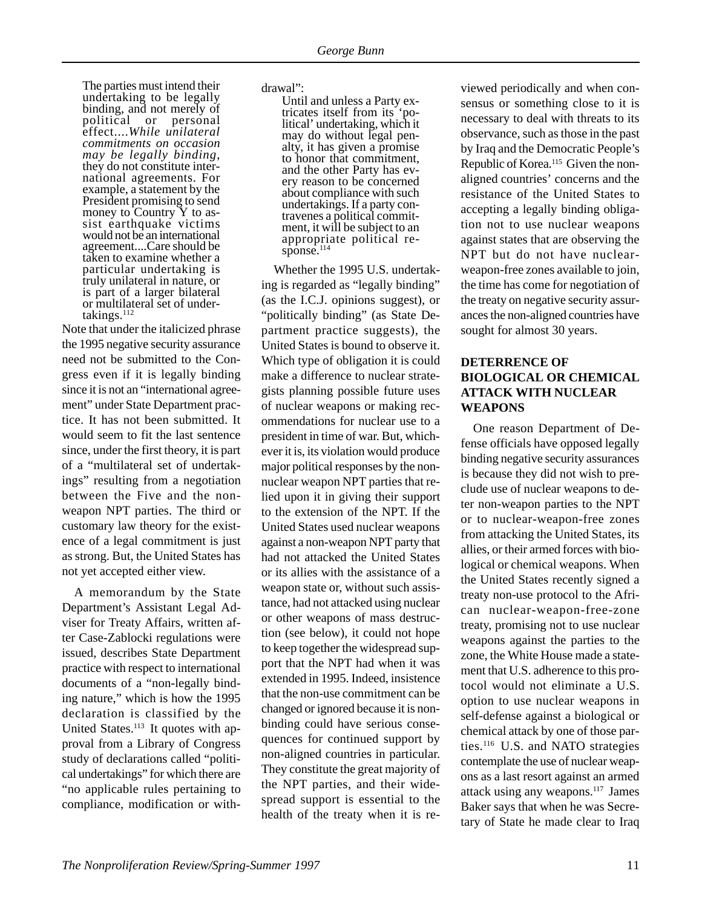> The parties must intend their undertaking to be legally binding, and not merely of political or personal effect....*While unilateral commitments on occasion may be legally binding*, they do not constitute international agreements. For example, a statement by the President promising to send money to Country Y to assist earthquake victims would not be an international agreement....Care should be taken to examine whether a particular undertaking is truly unilateral in nature, or is part of a larger bilateral or multilateral set of undertakings.[112]

Note that under the italicized phrase the 1995 negative security assurance need not be submitted to the Congress even if it is legally binding since it is not an "international agreement" under State Department practice. It has not been submitted. It would seem to fit the last sentence since, under the first theory, it is part of a "multilateral set of undertakings" resulting from a negotiation between the Five and the non-weapon NPT parties. The third or customary law theory for the existence of a legal commitment is just as strong. But, the United States has not yet accepted either view.

A memorandum by the State Department's Assistant Legal Adviser for Treaty Affairs, written after Case-Zablocki regulations were issued, describes State Department practice with respect to international documents of a "non-legally binding nature," which is how the 1995 declaration is classified by the United States.[113] It quotes with approval from a Library of Congress study of declarations called "political undertakings" for which there are "no applicable rules pertaining to compliance, modification or withdrawal":

> Until and unless a Party extricates itself from its 'political' undertaking, which it may do without legal penalty, it has given a promise to honor that commitment, and the other Party has every reason to be concerned about compliance with such undertakings. If a party contravenes a political commitment, it will be subject to an appropriate political response.[114]

Whether the 1995 U.S. undertaking is regarded as "legally binding" (as the I.C.J. opinions suggest), or "politically binding" (as State Department practice suggests), the United States is bound to observe it. Which type of obligation it is could make a difference to nuclear strategists planning possible future uses of nuclear weapons or making recommendations for nuclear use to a president in time of war. But, whichever it is, its violation would produce major political responses by the non-nuclear weapon NPT parties that relied upon it in giving their support to the extension of the NPT. If the United States used nuclear weapons against a non-weapon NPT party that had not attacked the United States or its allies with the assistance of a weapon state or, without such assistance, had not attacked using nuclear or other weapons of mass destruction (see below), it could not hope to keep together the widespread support that the NPT had when it was extended in 1995. Indeed, insistence that the non-use commitment can be changed or ignored because it is non-binding could have serious consequences for continued support by non-aligned countries in particular. They constitute the great majority of the NPT parties, and their widespread support is essential to the health of the treaty when it is reviewed periodically and when consensus or something close to it is necessary to deal with threats to its observance, such as those in the past by Iraq and the Democratic People's Republic of Korea.[115] Given the non-aligned countries' concerns and the resistance of the United States to accepting a legally binding obligation not to use nuclear weapons against states that are observing the NPT but do not have nuclear-weapon-free zones available to join, the time has come for negotiation of the treaty on negative security assurances the non-aligned countries have sought for almost 30 years.

## DETERRENCE OF BIOLOGICAL OR CHEMICAL ATTACK WITH NUCLEAR WEAPONS

One reason Department of Defense officials have opposed legally binding negative security assurances is because they did not wish to preclude use of nuclear weapons to deter non-weapon parties to the NPT or to nuclear-weapon-free zones from attacking the United States, its allies, or their armed forces with biological or chemical weapons. When the United States recently signed a treaty non-use protocol to the African nuclear-weapon-free-zone treaty, promising not to use nuclear weapons against the parties to the zone, the White House made a statement that U.S. adherence to this protocol would not eliminate a U.S. option to use nuclear weapons in self-defense against a biological or chemical attack by one of those parties.[116] U.S. and NATO strategies contemplate the use of nuclear weapons as a last resort against an armed attack using any weapons.[117] James Baker says that when he was Secretary of State he made clear to Iraq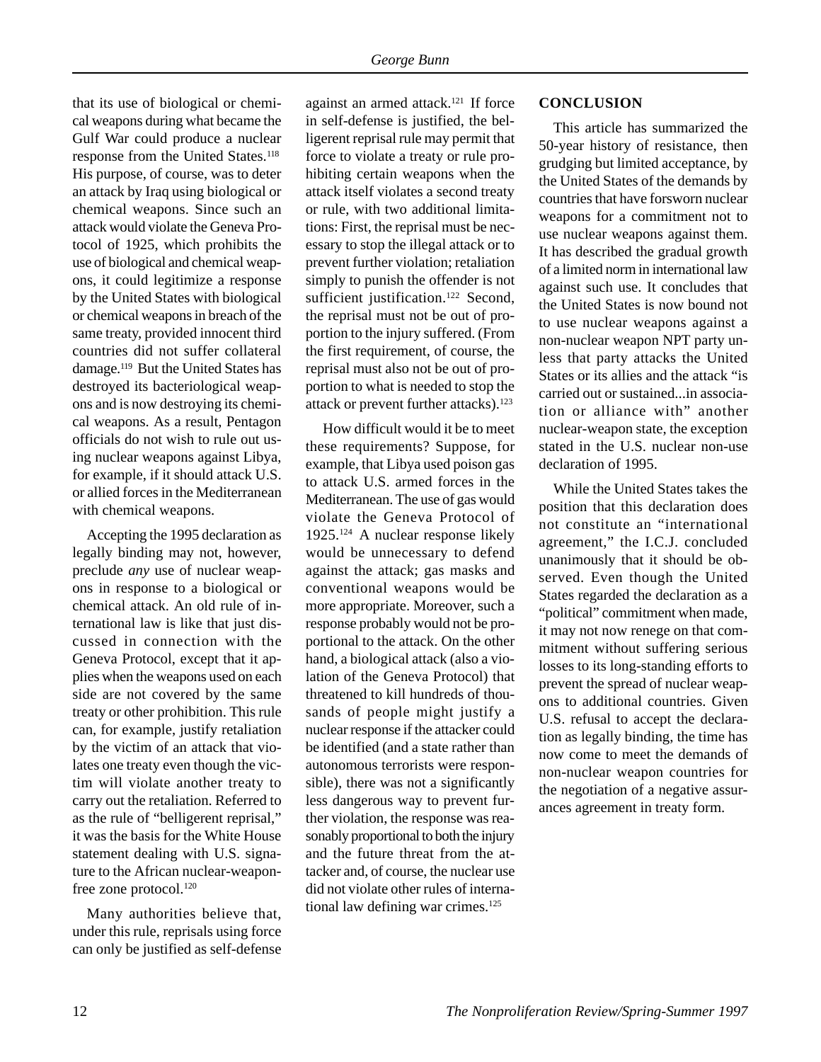that its use of biological or chemical weapons during what became the Gulf War could produce a nuclear response from the United States.[118] His purpose, of course, was to deter an attack by Iraq using biological or chemical weapons. Since such an attack would violate the Geneva Protocol of 1925, which prohibits the use of biological and chemical weapons, it could legitimize a response by the United States with biological or chemical weapons in breach of the same treaty, provided innocent third countries did not suffer collateral damage.[119] But the United States has destroyed its bacteriological weapons and is now destroying its chemical weapons. As a result, Pentagon officials do not wish to rule out using nuclear weapons against Libya, for example, if it should attack U.S. or allied forces in the Mediterranean with chemical weapons.

Accepting the 1995 declaration as legally binding may not, however, preclude *any* use of nuclear weapons in response to a biological or chemical attack. An old rule of international law is like that just discussed in connection with the Geneva Protocol, except that it applies when the weapons used on each side are not covered by the same treaty or other prohibition. This rule can, for example, justify retaliation by the victim of an attack that violates one treaty even though the victim will violate another treaty to carry out the retaliation. Referred to as the rule of "belligerent reprisal," it was the basis for the White House statement dealing with U.S. signature to the African nuclear-weapon-free zone protocol.[120]

Many authorities believe that, under this rule, reprisals using force can only be justified as self-defense against an armed attack.[121] If force in self-defense is justified, the belligerent reprisal rule may permit that force to violate a treaty or rule prohibiting certain weapons when the attack itself violates a second treaty or rule, with two additional limitations: First, the reprisal must be necessary to stop the illegal attack or to prevent further violation; retaliation simply to punish the offender is not sufficient justification.[122] Second, the reprisal must not be out of proportion to the injury suffered. (From the first requirement, of course, the reprisal must also not be out of proportion to what is needed to stop the attack or prevent further attacks).[123]

How difficult would it be to meet these requirements? Suppose, for example, that Libya used poison gas to attack U.S. armed forces in the Mediterranean. The use of gas would violate the Geneva Protocol of 1925.[124] A nuclear response likely would be unnecessary to defend against the attack; gas masks and conventional weapons would be more appropriate. Moreover, such a response probably would not be proportional to the attack. On the other hand, a biological attack (also a violation of the Geneva Protocol) that threatened to kill hundreds of thousands of people might justify a nuclear response if the attacker could be identified (and a state rather than autonomous terrorists were responsible), there was not a significantly less dangerous way to prevent further violation, the response was reasonably proportional to both the injury and the future threat from the attacker and, of course, the nuclear use did not violate other rules of international law defining war crimes.[125]

## CONCLUSION

This article has summarized the 50-year history of resistance, then grudging but limited acceptance, by the United States of the demands by countries that have forsworn nuclear weapons for a commitment not to use nuclear weapons against them. It has described the gradual growth of a limited norm in international law against such use. It concludes that the United States is now bound not to use nuclear weapons against a non-nuclear weapon NPT party unless that party attacks the United States or its allies and the attack "is carried out or sustained...in association or alliance with" another nuclear-weapon state, the exception stated in the U.S. nuclear non-use declaration of 1995.

While the United States takes the position that this declaration does not constitute an "international agreement," the I.C.J. concluded unanimously that it should be observed. Even though the United States regarded the declaration as a "political" commitment when made, it may not now renege on that commitment without suffering serious losses to its long-standing efforts to prevent the spread of nuclear weapons to additional countries. Given U.S. refusal to accept the declaration as legally binding, the time has now come to meet the demands of non-nuclear weapon countries for the negotiation of a negative assurances agreement in treaty form.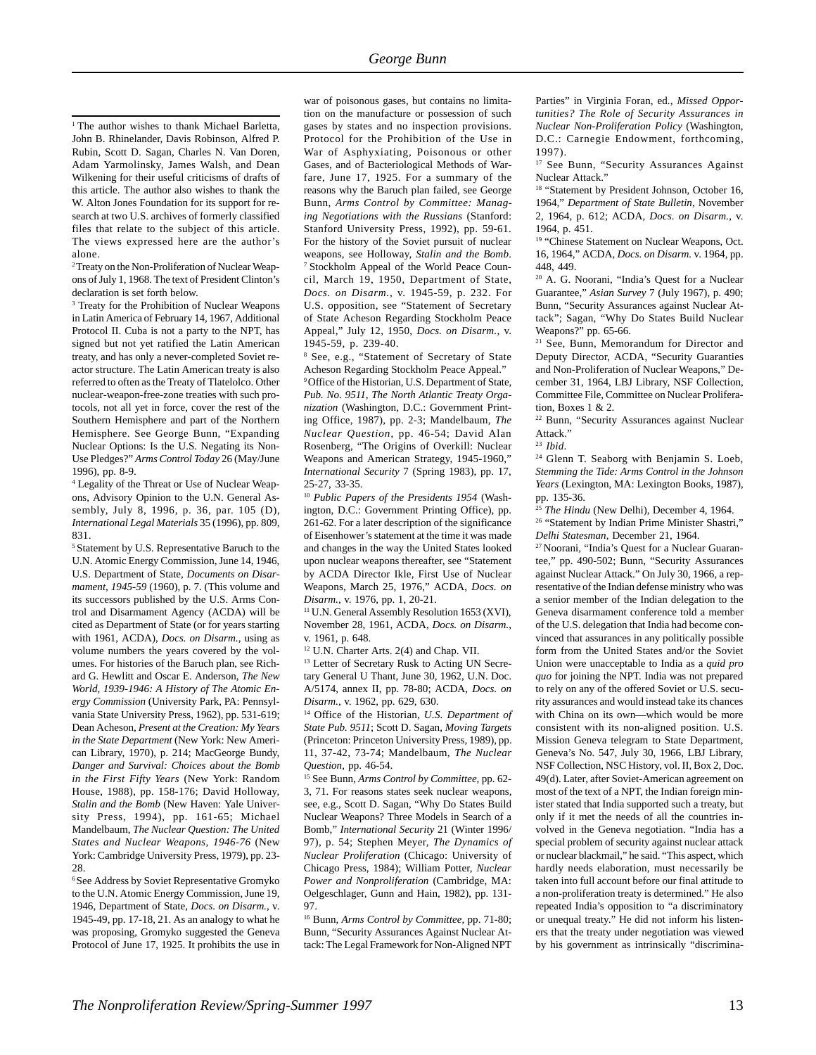[1] The author wishes to thank Michael Barletta, John B. Rhinelander, Davis Robinson, Alfred P. Rubin, Scott D. Sagan, Charles N. Van Doren, Adam Yarmolinsky, James Walsh, and Dean Wilkening for their useful criticisms of drafts of this article. The author also wishes to thank the W. Alton Jones Foundation for its support for research at two U.S. archives of formerly classified files that relate to the subject of this article. The views expressed here are the author's alone.

[2] Treaty on the Non-Proliferation of Nuclear Weapons of July 1, 1968. The text of President Clinton's declaration is set forth below.

[3] Treaty for the Prohibition of Nuclear Weapons in Latin America of February 14, 1967, Additional Protocol II. Cuba is not a party to the NPT, has signed but not yet ratified the Latin American treaty, and has only a never-completed Soviet reactor structure. The Latin American treaty is also referred to often as the Treaty of Tlatelolco. Other nuclear-weapon-free-zone treaties with such protocols, not all yet in force, cover the rest of the Southern Hemisphere and part of the Northern Hemisphere. See George Bunn, "Expanding Nuclear Options: Is the U.S. Negating its Non-Use Pledges?" *Arms Control Today* 26 (May/June 1996), pp. 8-9.

[4] Legality of the Threat or Use of Nuclear Weapons, Advisory Opinion to the U.N. General Assembly, July 8, 1996, p. 36, par. 105 (D), *International Legal Materials* 35 (1996), pp. 809, 831.

[5] Statement by U.S. Representative Baruch to the U.N. Atomic Energy Commission, June 14, 1946, U.S. Department of State, *Documents on Disarmament, 1945-59* (1960), p. 7. (This volume and its successors published by the U.S. Arms Control and Disarmament Agency (ACDA) will be cited as Department of State (or for years starting with 1961, ACDA), *Docs. on Disarm.*, using as volume numbers the years covered by the volumes. For histories of the Baruch plan, see Richard G. Hewlitt and Oscar E. Anderson, *The New World, 1939-1946: A History of The Atomic Energy Commission* (University Park, PA: Pennsylvania State University Press, 1962), pp. 531-619; Dean Acheson, *Present at the Creation: My Years in the State Department* (New York: New American Library, 1970), p. 214; MacGeorge Bundy, *Danger and Survival: Choices about the Bomb in the First Fifty Years* (New York: Random House, 1988), pp. 158-176; David Holloway, *Stalin and the Bomb* (New Haven: Yale University Press, 1994), pp. 161-65; Michael Mandelbaum, *The Nuclear Question: The United States and Nuclear Weapons, 1946-76* (New York: Cambridge University Press, 1979), pp. 23-28.

[6] See Address by Soviet Representative Gromyko to the U.N. Atomic Energy Commission, June 19, 1946, Department of State, *Docs. on Disarm.*, v. 1945-49, pp. 17-18, 21. As an analogy to what he was proposing, Gromyko suggested the Geneva Protocol of June 17, 1925. It prohibits the use in war of poisonous gases, but contains no limitation on the manufacture or possession of such gases by states and no inspection provisions. Protocol for the Prohibition of the Use in War of Asphyxiating, Poisonous or other Gases, and of Bacteriological Methods of Warfare, June 17, 1925. For a summary of the reasons why the Baruch plan failed, see George Bunn, *Arms Control by Committee: Managing Negotiations with the Russians* (Stanford: Stanford University Press, 1992), pp. 59-61. For the history of the Soviet pursuit of nuclear weapons, see Holloway, *Stalin and the Bomb*.

[7] Stockholm Appeal of the World Peace Council, March 19, 1950, Department of State, *Docs. on Disarm.*, v. 1945-59, p. 232. For U.S. opposition, see "Statement of Secretary of State Acheson Regarding Stockholm Peace Appeal," July 12, 1950, *Docs. on Disarm.*, v. 1945-59, p. 239-40.

[8] See, e.g., "Statement of Secretary of State Acheson Regarding Stockholm Peace Appeal."

[9] Office of the Historian, U.S. Department of State, *Pub. No. 9511, The North Atlantic Treaty Organization* (Washington, D.C.: Government Printing Office, 1987), pp. 2-3; Mandelbaum, *The Nuclear Question*, pp. 46-54; David Alan Rosenberg, "The Origins of Overkill: Nuclear Weapons and American Strategy, 1945-1960," *International Security* 7 (Spring 1983), pp. 17, 25-27, 33-35.

[10] *Public Papers of the Presidents 1954* (Washington, D.C.: Government Printing Office), pp. 261-62. For a later description of the significance of Eisenhower's statement at the time it was made and changes in the way the United States looked upon nuclear weapons thereafter, see "Statement by ACDA Director Ikle, First Use of Nuclear Weapons, March 25, 1976," ACDA, *Docs. on Disarm.*, v. 1976, pp. 1, 20-21.

[11] U.N. General Assembly Resolution 1653 (XVI), November 28, 1961, ACDA, *Docs. on Disarm.*, v. 1961, p. 648.

[12] U.N. Charter Arts. 2(4) and Chap. VII.

[13] Letter of Secretary Rusk to Acting UN Secretary General U Thant, June 30, 1962, U.N. Doc. A/5174, annex II, pp. 78-80; ACDA, *Docs. on Disarm.*, v. 1962, pp. 629, 630.

[14] Office of the Historian, *U.S. Department of State Pub. 9511*; Scott D. Sagan, *Moving Targets* (Princeton: Princeton University Press, 1989), pp. 11, 37-42, 73-74; Mandelbaum, *The Nuclear Question*, pp. 46-54.

[15] See Bunn, *Arms Control by Committee*, pp. 62-3, 71. For reasons states seek nuclear weapons, see, e.g., Scott D. Sagan, "Why Do States Build Nuclear Weapons? Three Models in Search of a Bomb," *International Security* 21 (Winter 1996/97), p. 54; Stephen Meyer, *The Dynamics of Nuclear Proliferation* (Chicago: University of Chicago Press, 1984); William Potter, *Nuclear Power and Nonproliferation* (Cambridge, MA: Oelgeschlager, Gunn and Hain, 1982), pp. 131-97.

[16] Bunn, *Arms Control by Committee*, pp. 71-80; Bunn, "Security Assurances Against Nuclear Attack: The Legal Framework for Non-Aligned NPT Parties" in Virginia Foran, ed., *Missed Opportunities? The Role of Security Assurances in Nuclear Non-Proliferation Policy* (Washington, D.C.: Carnegie Endowment, forthcoming, 1997).

[17] See Bunn, "Security Assurances Against Nuclear Attack."

[18] "Statement by President Johnson, October 16, 1964," *Department of State Bulletin*, November 2, 1964, p. 612; ACDA, *Docs. on Disarm.*, v. 1964, p. 451.

[19] "Chinese Statement on Nuclear Weapons, Oct. 16, 1964," ACDA, *Docs. on Disarm.* v. 1964, pp. 448, 449.

[20] A. G. Noorani, "India's Quest for a Nuclear Guarantee," *Asian Survey* 7 (July 1967), p. 490; Bunn, "Security Assurances against Nuclear Attack"; Sagan, "Why Do States Build Nuclear Weapons?" pp. 65-66.

[21] See, Bunn, Memorandum for Director and Deputy Director, ACDA, "Security Guaranties and Non-Proliferation of Nuclear Weapons," December 31, 1964, LBJ Library, NSF Collection, Committee File, Committee on Nuclear Proliferation, Boxes 1 & 2.

[22] Bunn, "Security Assurances against Nuclear Attack."

[23] *Ibid*.

[24] Glenn T. Seaborg with Benjamin S. Loeb, *Stemming the Tide: Arms Control in the Johnson Years* (Lexington, MA: Lexington Books, 1987), pp. 135-36.

[25] *The Hindu* (New Delhi), December 4, 1964.

[26] "Statement by Indian Prime Minister Shastri," *Delhi Statesman*, December 21, 1964.

[27] Noorani, "India's Quest for a Nuclear Guarantee," pp. 490-502; Bunn, "Security Assurances against Nuclear Attack." On July 30, 1966, a representative of the Indian defense ministry who was a senior member of the Indian delegation to the Geneva disarmament conference told a member of the U.S. delegation that India had become convinced that assurances in any politically possible form from the United States and/or the Soviet Union were unacceptable to India as a *quid pro quo* for joining the NPT. India was not prepared to rely on any of the offered Soviet or U.S. security assurances and would instead take its chances with China on its own—which would be more consistent with its non-aligned position. U.S. Mission Geneva telegram to State Department, Geneva's No. 547, July 30, 1966, LBJ Library, NSF Collection, NSC History, vol. II, Box 2, Doc. 49(d). Later, after Soviet-American agreement on most of the text of a NPT, the Indian foreign minister stated that India supported such a treaty, but only if it met the needs of all the countries involved in the Geneva negotiation. "India has a special problem of security against nuclear attack or nuclear blackmail," he said. "This aspect, which hardly needs elaboration, must necessarily be taken into full account before our final attitude to a non-proliferation treaty is determined." He also repeated India's opposition to "a discriminatory or unequal treaty." He did not inform his listeners that the treaty under negotiation was viewed by his government as intrinsically "discrimina-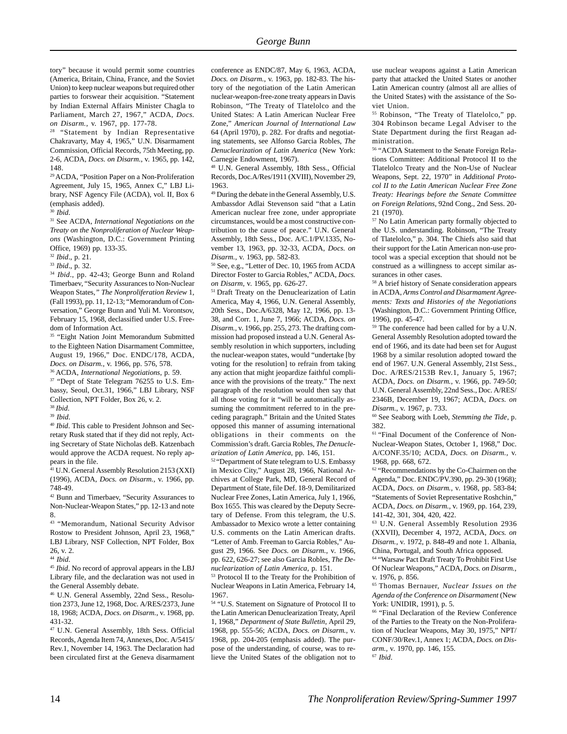tory" because it would permit some countries (America, Britain, China, France, and the Soviet Union) to keep nuclear weapons but required other parties to forswear their acquisition. "Statement by Indian External Affairs Minister Chagla to Parliament, March 27, 1967," ACDA, *Docs. on Disarm.*, v. 1967, pp. 177-78.

[28] "Statement by Indian Representative Chakravarty, May 4, 1965," U.N. Disarmament Commission, Official Records, 75th Meeting, pp. 2-6, ACDA, *Docs. on Disarm.*, v. 1965, pp. 142, 148.

[29] ACDA, "Position Paper on a Non-Proliferation Agreement, July 15, 1965, Annex C," LBJ Library, NSF Agency File (ACDA), vol. II, Box 6 (emphasis added).

[30] *Ibid*.

[31] See ACDA, *International Negotiations on the Treaty on the Nonproliferation of Nuclear Weapons* (Washington, D.C.: Government Printing Office, 1969) pp. 133-35.

[32] *Ibid*., p. 21.

[33] *Ibid*., p. 32.

[34] *Ibid*., pp. 42-43; George Bunn and Roland Timerbaev, "Security Assurances to Non-Nuclear Weapon States," *The Nonproliferation Review* 1, (Fall 1993), pp. 11, 12-13; "Memorandum of Conversation," George Bunn and Yuli M. Vorontsov, February 15, 1968, declassified under U.S. Freedom of Information Act.

[35] "Eight Nation Joint Memorandum Submitted to the Eighteen Nation Disarmament Committee, August 19, 1966," Doc. ENDC/178, ACDA, *Docs. on Disarm.*, v. 1966, pp. 576, 578.

[36] ACDA, *International Negotiations*, p. 59.

[37] "Dept of State Telegram 76255 to U.S. Embassy, Seoul, Oct.31, 1966," LBJ Library, NSF Collection, NPT Folder, Box 26, v. 2.

[38] *Ibid*.

[39] *Ibid*.

[40] *Ibid*. This cable to President Johnson and Secretary Rusk stated that if they did not reply, Acting Secretary of State Nicholas deB. Katzenbach would approve the ACDA request. No reply appears in the file.

[41] U.N. General Assembly Resolution 2153 (XXI) (1996), ACDA, *Docs. on Disarm.*, v. 1966, pp. 748-49.

[42] Bunn and Timerbaev, "Security Assurances to Non-Nuclear-Weapon States," pp. 12-13 and note 8.

[43] "Memorandum, National Security Advisor Rostow to President Johnson, April 23, 1968," LBJ Library, NSF Collection, NPT Folder, Box 26, v. 2.

[44] *Ibid*.

[45] *Ibid*. No record of approval appears in the LBJ Library file, and the declaration was not used in the General Assembly debate.

[46] U.N. General Assembly, 22nd Sess., Resolution 2373, June 12, 1968, Doc. A/RES/2373, June 18, 1968; ACDA, *Docs. on Disarm.*, v. 1968, pp. 431-32.

[47] U.N. General Assembly, 18th Sess. Official Records, Agenda Item 74, Annexes, Doc. A/5415/Rev.1, November 14, 1963. The Declaration had been circulated first at the Geneva disarmament conference as ENDC/87, May 6, 1963, ACDA, *Docs. on Disarm.*, v. 1963, pp. 182-83. The history of the negotiation of the Latin American nuclear-weapon-free-zone treaty appears in Davis Robinson, "The Treaty of Tlatelolco and the United States: A Latin American Nuclear Free Zone," *American Journal of International Law* 64 (April 1970), p. 282. For drafts and negotiating statements, see Alfonso Garcia Robles, *The Denuclearization of Latin America* (New York: Carnegie Endowment, 1967).

[48] U.N. General Assembly, 18th Sess., Official Records, Doc.A/Res/1911 (XVIII), November 29, 1963.

[49] During the debate in the General Assembly, U.S. Ambassdor Adlai Stevenson said "that a Latin American nuclear free zone, under appropriate circumstances, would be a most constructive contribution to the cause of peace." U.N. General Assembly, 18th Sess., Doc. A/C.1/PV.1335, November 13, 1963, pp. 32-33, ACDA, *Docs. on Disarm.*, v. 1963, pp. 582-83.

[50] See, e.g., "Letter of Dec. 10, 1965 from ACDA Director Foster to Garcia Robles," ACDA, *Docs. on Disarm*, v. 1965, pp. 626-27.

[51] Draft Treaty on the Denuclearization of Latin America, May 4, 1966, U.N. General Assembly, 20th Sess., Doc.A/6328, May 12, 1966, pp. 13-38, and Corr. 1, June 7, 1966; ACDA, *Docs. on Disarm.*, v. 1966, pp. 255, 273. The drafting commission had proposed instead a U.N. General Assembly resolution in which supporters, including the nuclear-weapon states, would "undertake [by voting for the resolution] to refrain from taking any action that might jeopardize faithful compliance with the provisions of the treaty." The next paragraph of the resolution would then say that all those voting for it "will be automatically assuming the commitment referred to in the preceding paragraph." Britain and the United States opposed this manner of assuming international obligations in their comments on the Commission's draft. Garcia Robles, *The Denuclearization of Latin America*, pp. 146, 151.

[52] "Department of State telegram to U.S. Embassy in Mexico City," August 28, 1966, National Archives at College Park, MD, General Record of Department of State, file Def. 18-9, Demilitarized Nuclear Free Zones, Latin America, July 1, 1966, Box 1655. This was cleared by the Deputy Secretary of Defense. From this telegram, the U.S. Ambassador to Mexico wrote a letter containing U.S. comments on the Latin American drafts. "Letter of Amb. Freeman to Garcia Robles," August 29, 1966. See *Docs. on Disarm.*, v. 1966, pp. 622, 626-27; see also Garcia Robles, *The Denuclearization of Latin America*, p. 151.

[53] Protocol II to the Treaty for the Prohibition of Nuclear Weapons in Latin America, February 14, 1967.

[54] "U.S. Statement on Signature of Protocol II to the Latin American Denuclearization Treaty, April 1, 1968," *Department of State Bulletin*, April 29, 1968, pp. 555-56; ACDA, *Docs. on Disarm.*, v. 1968, pp. 204-205 (emphasis added). The purpose of the understanding, of course, was to relieve the United States of the obligation not to use nuclear weapons against a Latin American party that attacked the United States or another Latin American country (almost all are allies of the United States) with the assistance of the Soviet Union.

[55] Robinson, "The Treaty of Tlatelolco," pp. 304 Robinson became Legal Adviser to the State Department during the first Reagan administration.

[56] "ACDA Statement to the Senate Foreign Relations Committee: Additional Protocol II to the Tlatelolco Treaty and the Non-Use of Nuclear Weapons, Sept. 22, 1970" in *Additional Protocol II to the Latin American Nuclear Free Zone Treaty: Hearings before the Senate Committee on Foreign Relations*, 92nd Cong., 2nd Sess. 20-21 (1970).

[57] No Latin American party formally objected to the U.S. understanding. Robinson, "The Treaty of Tlatelolco," p. 304. The Chiefs also said that their support for the Latin American non-use protocol was a special exception that should not be construed as a willingness to accept similar assurances in other cases.

[58] A brief history of Senate consideration appears in ACDA, *Arms Control and Disarmament Agreements: Texts and Histories of the Negotiations* (Washington, D.C.: Government Printing Office, 1996), pp. 45-47.

[59] The conference had been called for by a U.N. General Assembly Resolution adopted toward the end of 1966, and its date had been set for August 1968 by a similar resolution adopted toward the end of 1967. U.N. General Assembly, 21st Sess., Doc. A/RES/2153B Rev.1, January 5, 1967; ACDA, *Docs. on Disarm.*, v. 1966, pp. 749-50; U.N. General Assembly, 22nd Sess., Doc. A/RES/2346B, December 19, 1967; ACDA, *Docs. on Disarm.*, v. 1967, p. 733.

[60] See Seaborg with Loeb, *Stemming the Tide*, p. 382.

[61] "Final Document of the Conference of Non-Nuclear-Weapon States, October 1, 1968," Doc. A/CONF.35/10; ACDA, *Docs. on Disarm.*, v. 1968, pp. 668, 672.

[62] "Recommendations by the Co-Chairmen on the Agenda," Doc. ENDC/PV.390, pp. 29-30 (1968); ACDA, *Docs. on Disarm.*, v. 1968, pp. 583-84; "Statements of Soviet Representative Roshchin," ACDA, *Docs. on Disarm.*, v. 1969, pp. 164, 239, 141-42, 301, 304, 420, 422.

[63] U.N. General Assembly Resolution 2936 (XXVII), December 4, 1972, ACDA, *Docs. on Disarm.*, v. 1972, p. 848-49 and note 1. Albania, China, Portugal, and South Africa opposed.

[64] "Warsaw Pact Draft Treaty To Prohibit First Use Of Nuclear Weapons," ACDA, *Docs. on Disarm.*, v. 1976, p. 856.

[65] Thomas Bernauer, *Nuclear Issues on the Agenda of the Conference on Disarmament* (New York: UNIDIR, 1991), p. 5.

[66] "Final Declaration of the Review Conference of the Parties to the Treaty on the Non-Proliferation of Nuclear Weapons, May 30, 1975," NPT/CONF/30/Rev.1, Annex 1; ACDA, *Docs. on Disarm.*, v. 1970, pp. 146, 155.

[67] *Ibid*.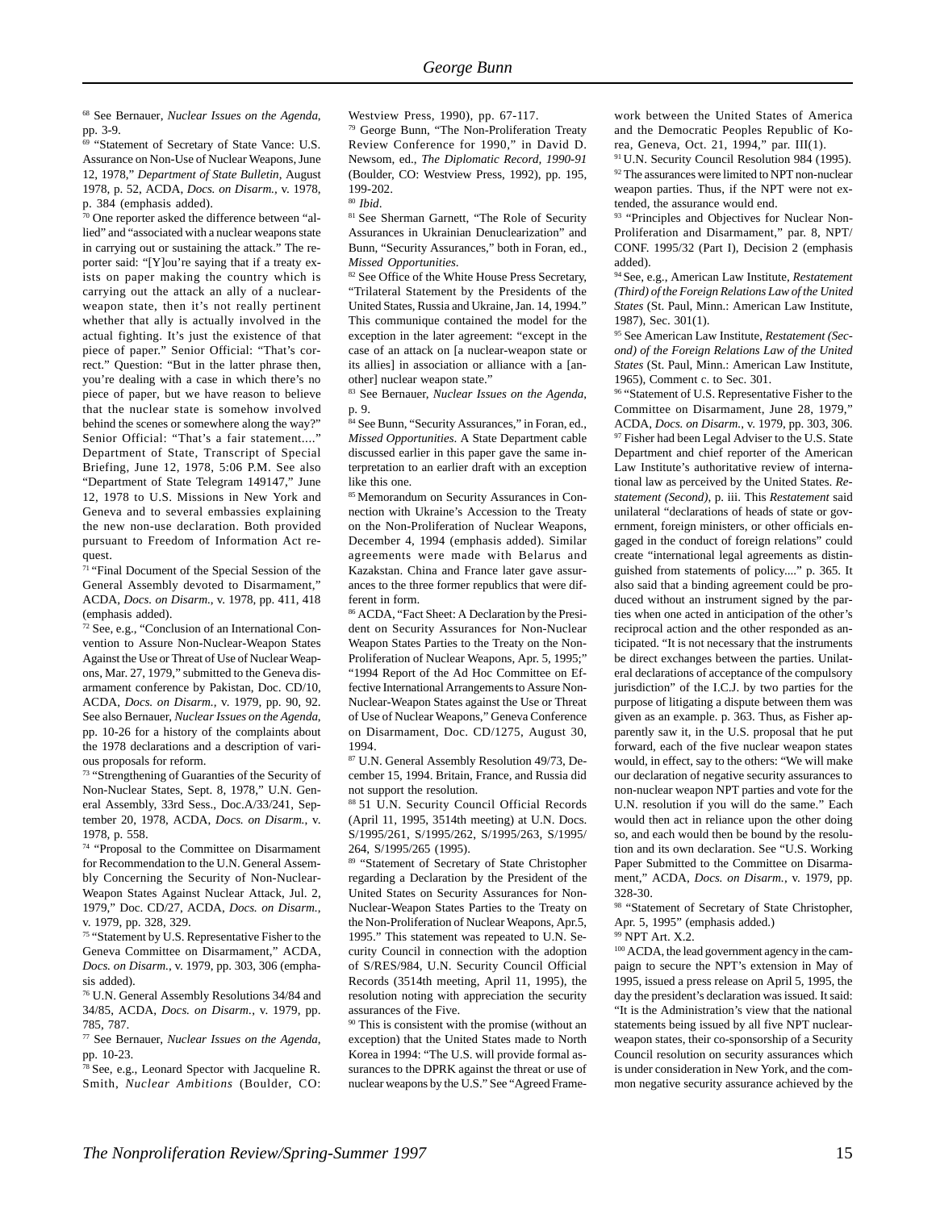[68] See Bernauer, *Nuclear Issues on the Agenda*, pp. 3-9.

[69] "Statement of Secretary of State Vance: U.S. Assurance on Non-Use of Nuclear Weapons, June 12, 1978," *Department of State Bulletin*, August 1978, p. 52, ACDA, *Docs. on Disarm.*, v. 1978, p. 384 (emphasis added).

[70] One reporter asked the difference between "allied" and "associated with a nuclear weapons state in carrying out or sustaining the attack." The reporter said: "[Y]ou're saying that if a treaty exists on paper making the country which is carrying out the attack an ally of a nuclear-weapon state, then it's not really pertinent whether that ally is actually involved in the actual fighting. It's just the existence of that piece of paper." Senior Official: "That's correct." Question: "But in the latter phrase then, you're dealing with a case in which there's no piece of paper, but we have reason to believe that the nuclear state is somehow involved behind the scenes or somewhere along the way?" Senior Official: "That's a fair statement...." Department of State, Transcript of Special Briefing, June 12, 1978, 5:06 P.M. See also "Department of State Telegram 149147," June 12, 1978 to U.S. Missions in New York and Geneva and to several embassies explaining the new non-use declaration. Both provided pursuant to Freedom of Information Act request.

[71] "Final Document of the Special Session of the General Assembly devoted to Disarmament," ACDA, *Docs. on Disarm.*, v. 1978, pp. 411, 418 (emphasis added).

[72] See, e.g., "Conclusion of an International Convention to Assure Non-Nuclear-Weapon States Against the Use or Threat of Use of Nuclear Weapons, Mar. 27, 1979," submitted to the Geneva disarmament conference by Pakistan, Doc. CD/10, ACDA, *Docs. on Disarm.*, v. 1979, pp. 90, 92. See also Bernauer, *Nuclear Issues on the Agenda*, pp. 10-26 for a history of the complaints about the 1978 declarations and a description of various proposals for reform.

[73] "Strengthening of Guaranties of the Security of Non-Nuclear States, Sept. 8, 1978," U.N. General Assembly, 33rd Sess., Doc.A/33/241, September 20, 1978, ACDA, *Docs. on Disarm.*, v. 1978, p. 558.

[74] "Proposal to the Committee on Disarmament for Recommendation to the U.N. General Assembly Concerning the Security of Non-Nuclear-Weapon States Against Nuclear Attack, Jul. 2, 1979," Doc. CD/27, ACDA, *Docs. on Disarm.*, v. 1979, pp. 328, 329.

[75] "Statement by U.S. Representative Fisher to the Geneva Committee on Disarmament," ACDA, *Docs. on Disarm.*, v. 1979, pp. 303, 306 (emphasis added).

[76] U.N. General Assembly Resolutions 34/84 and 34/85, ACDA, *Docs. on Disarm.*, v. 1979, pp. 785, 787.

[77] See Bernauer, *Nuclear Issues on the Agenda*, pp. 10-23.

[78] See, e.g., Leonard Spector with Jacqueline R. Smith, *Nuclear Ambitions* (Boulder, CO: Westview Press, 1990), pp. 67-117.

[79] George Bunn, "The Non-Proliferation Treaty Review Conference for 1990," in David D. Newsom, ed., *The Diplomatic Record, 1990-91* (Boulder, CO: Westview Press, 1992), pp. 195, 199-202.

[80] *Ibid*.

[81] See Sherman Garnett, "The Role of Security Assurances in Ukrainian Denuclearization" and Bunn, "Security Assurances," both in Foran, ed., *Missed Opportunities*.

[82] See Office of the White House Press Secretary, "Trilateral Statement by the Presidents of the United States, Russia and Ukraine, Jan. 14, 1994." This communique contained the model for the exception in the later agreement: "except in the case of an attack on [a nuclear-weapon state or its allies] in association or alliance with a [another] nuclear weapon state."

[83] See Bernauer, *Nuclear Issues on the Agenda*, p. 9.

[84] See Bunn, "Security Assurances," in Foran, ed., *Missed Opportunities*. A State Department cable discussed earlier in this paper gave the same interpretation to an earlier draft with an exception like this one.

[85] Memorandum on Security Assurances in Connection with Ukraine's Accession to the Treaty on the Non-Proliferation of Nuclear Weapons, December 4, 1994 (emphasis added). Similar agreements were made with Belarus and Kazakstan. China and France later gave assurances to the three former republics that were different in form.

[86] ACDA, "Fact Sheet: A Declaration by the President on Security Assurances for Non-Nuclear Weapon States Parties to the Treaty on the Non-Proliferation of Nuclear Weapons, Apr. 5, 1995;" "1994 Report of the Ad Hoc Committee on Effective International Arrangements to Assure Non-Nuclear-Weapon States against the Use or Threat of Use of Nuclear Weapons," Geneva Conference on Disarmament, Doc. CD/1275, August 30, 1994.

[87] U.N. General Assembly Resolution 49/73, December 15, 1994. Britain, France, and Russia did not support the resolution.

[88] 51 U.N. Security Council Official Records (April 11, 1995, 3514th meeting) at U.N. Docs. S/1995/261, S/1995/262, S/1995/263, S/1995/264, S/1995/265 (1995).

[89] "Statement of Secretary of State Christopher regarding a Declaration by the President of the United States on Security Assurances for Non-Nuclear-Weapon States Parties to the Treaty on the Non-Proliferation of Nuclear Weapons, Apr.5, 1995." This statement was repeated to U.N. Security Council in connection with the adoption of S/RES/984, U.N. Security Council Official Records (3514th meeting, April 11, 1995), the resolution noting with appreciation the security assurances of the Five.

[90] This is consistent with the promise (without an exception) that the United States made to North Korea in 1994: "The U.S. will provide formal assurances to the DPRK against the threat or use of nuclear weapons by the U.S." See "Agreed Framework between the United States of America and the Democratic Peoples Republic of Korea, Geneva, Oct. 21, 1994," par. III(1).

[91] U.N. Security Council Resolution 984 (1995).

[92] The assurances were limited to NPT non-nuclear weapon parties. Thus, if the NPT were not extended, the assurance would end.

[93] "Principles and Objectives for Nuclear Non-Proliferation and Disarmament," par. 8, NPT/CONF. 1995/32 (Part I), Decision 2 (emphasis added).

[94] See, e.g., American Law Institute, *Restatement (Third) of the Foreign Relations Law of the United States* (St. Paul, Minn.: American Law Institute, 1987), Sec. 301(1).

[95] See American Law Institute, *Restatement (Second) of the Foreign Relations Law of the United States* (St. Paul, Minn.: American Law Institute, 1965), Comment c. to Sec. 301.

[96] "Statement of U.S. Representative Fisher to the Committee on Disarmament, June 28, 1979," ACDA, *Docs. on Disarm.*, v. 1979, pp. 303, 306.

[97] Fisher had been Legal Adviser to the U.S. State Department and chief reporter of the American Law Institute's authoritative review of international law as perceived by the United States. *Restatement (Second)*, p. iii. This *Restatement* said unilateral "declarations of heads of state or government, foreign ministers, or other officials engaged in the conduct of foreign relations" could create "international legal agreements as distinguished from statements of policy...." p. 365. It also said that a binding agreement could be produced without an instrument signed by the parties when one acted in anticipation of the other's reciprocal action and the other responded as anticipated. "It is not necessary that the instruments be direct exchanges between the parties. Unilateral declarations of acceptance of the compulsory jurisdiction" of the I.C.J. by two parties for the purpose of litigating a dispute between them was given as an example. p. 363. Thus, as Fisher apparently saw it, in the U.S. proposal that he put forward, each of the five nuclear weapon states would, in effect, say to the others: "We will make our declaration of negative security assurances to non-nuclear weapon NPT parties and vote for the U.N. resolution if you will do the same." Each would then act in reliance upon the other doing so, and each would then be bound by the resolution and its own declaration. See "U.S. Working Paper Submitted to the Committee on Disarmament," ACDA, *Docs. on Disarm.*, v. 1979, pp. 328-30.

[98] "Statement of Secretary of State Christopher, Apr. 5, 1995" (emphasis added.)

[99] NPT Art. X.2.

[100] ACDA, the lead government agency in the campaign to secure the NPT's extension in May of 1995, issued a press release on April 5, 1995, the day the president's declaration was issued. It said: "It is the Administration's view that the national statements being issued by all five NPT nuclear-weapon states, their co-sponsorship of a Security Council resolution on security assurances which is under consideration in New York, and the common negative security assurance achieved by the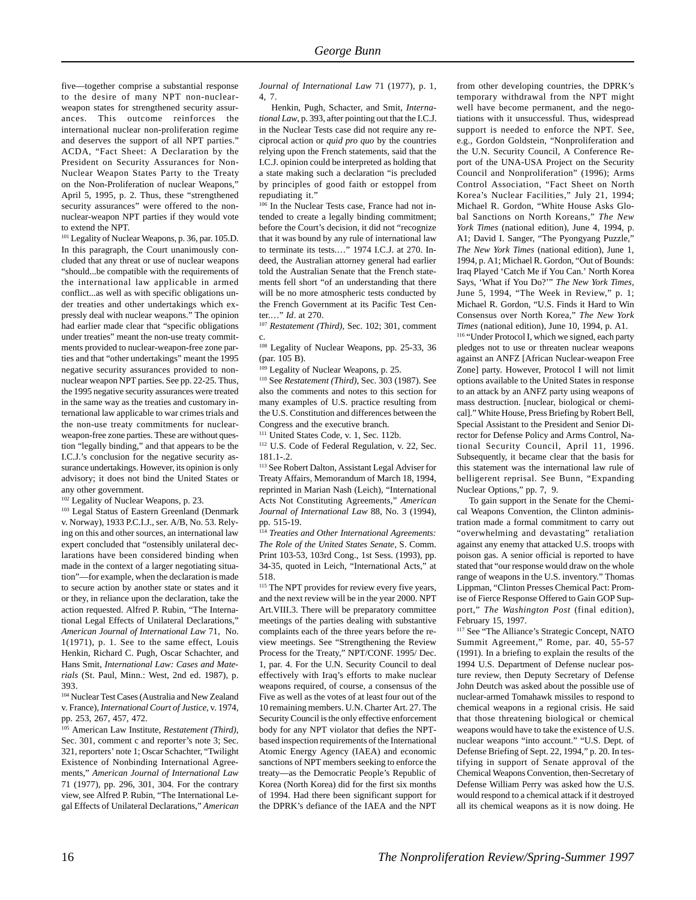five—together comprise a substantial response to the desire of many NPT non-nuclear-weapon states for strengthened security assurances. This outcome reinforces the international nuclear non-proliferation regime and deserves the support of all NPT parties." ACDA, "Fact Sheet: A Declaration by the President on Security Assurances for Non-Nuclear Weapon States Party to the Treaty on the Non-Proliferation of nuclear Weapons," April 5, 1995, p. 2. Thus, these "strengthened security assurances" were offered to the non-nuclear-weapon NPT parties if they would vote to extend the NPT.

[101] Legality of Nuclear Weapons, p. 36, par. 105.D. In this paragraph, the Court unanimously concluded that any threat or use of nuclear weapons "should...be compatible with the requirements of the international law applicable in armed conflict...as well as with specific obligations under treaties and other undertakings which expressly deal with nuclear weapons." The opinion had earlier made clear that "specific obligations under treaties" meant the non-use treaty commitments provided to nuclear-weapon-free zone parties and that "other undertakings" meant the 1995 negative security assurances provided to non-nuclear weapon NPT parties. See pp. 22-25. Thus, the 1995 negative security assurances were treated in the same way as the treaties and customary international law applicable to war crimes trials and the non-use treaty commitments for nuclear-weapon-free zone parties. These are without question "legally binding," and that appears to be the I.C.J.'s conclusion for the negative security assurance undertakings. However, its opinion is only advisory; it does not bind the United States or any other government.

[102] Legality of Nuclear Weapons, p. 23.

[103] Legal Status of Eastern Greenland (Denmark v. Norway), 1933 P.C.I.J., ser. A/B, No. 53. Relying on this and other sources, an international law expert concluded that "ostensibly unilateral declarations have been considered binding when made in the context of a larger negotiating situation"—for example, when the declaration is made to secure action by another state or states and it or they, in reliance upon the declaration, take the action requested. Alfred P. Rubin, "The International Legal Effects of Unilateral Declarations," *American Journal of International Law* 71, No. 1(1971), p. 1. See to the same effect, Louis Henkin, Richard C. Pugh, Oscar Schachter, and Hans Smit, *International Law: Cases and Materials* (St. Paul, Minn.: West, 2nd ed. 1987), p. 393.

[104] Nuclear Test Cases (Australia and New Zealand v. France), *International Court of Justice*, v. 1974, pp. 253, 267, 457, 472.

[105] American Law Institute, *Restatement (Third)*, Sec. 301, comment c and reporter's note 3; Sec. 321, reporters' note 1; Oscar Schachter, "Twilight Existence of Nonbinding International Agreements," *American Journal of International Law* 71 (1977), pp. 296, 301, 304. For the contrary view, see Alfred P. Rubin, "The International Legal Effects of Unilateral Declarations," *American Journal of International Law* 71 (1977), p. 1, 4, 7.

Henkin, Pugh, Schacter, and Smit, *International Law*, p. 393, after pointing out that the I.C.J. in the Nuclear Tests case did not require any reciprocal action or *quid pro quo* by the countries relying upon the French statements, said that the I.C.J. opinion could be interpreted as holding that a state making such a declaration "is precluded by principles of good faith or estoppel from repudiating it."

[106] In the Nuclear Tests case, France had not intended to create a legally binding commitment; before the Court's decision, it did not "recognize that it was bound by any rule of international law to terminate its tests.…" 1974 I.C.J. at 270. Indeed, the Australian attorney general had earlier told the Australian Senate that the French statements fell short "of an understanding that there will be no more atmospheric tests conducted by the French Government at its Pacific Test Center.…" *Id*. at 270.

[107] *Restatement (Third)*, Sec. 102; 301, comment c.

[108] Legality of Nuclear Weapons, pp. 25-33, 36 (par. 105 B).

[109] Legality of Nuclear Weapons, p. 25.

[110] See *Restatement (Third)*, Sec. 303 (1987). See also the comments and notes to this section for many examples of U.S. practice resulting from the U.S. Constitution and differences between the Congress and the executive branch.

[111] United States Code, v. 1, Sec. 112b.

[112] U.S. Code of Federal Regulation, v. 22, Sec. 181.1-.2.

[113] See Robert Dalton, Assistant Legal Adviser for Treaty Affairs, Memorandum of March 18, 1994, reprinted in Marian Nash (Leich), "International Acts Not Constituting Agreements," *American Journal of International Law* 88, No. 3 (1994), pp. 515-19.

[114] *Treaties and Other International Agreements: The Role of the United States Senate*, S. Comm. Print 103-53, 103rd Cong., 1st Sess. (1993), pp. 34-35, quoted in Leich, "International Acts," at 518.

[115] The NPT provides for review every five years, and the next review will be in the year 2000. NPT Art.VIII.3. There will be preparatory committee meetings of the parties dealing with substantive complaints each of the three years before the review meetings. See "Strengthening the Review Process for the Treaty," NPT/CONF. 1995/ Dec. 1, par. 4. For the U.N. Security Council to deal effectively with Iraq's efforts to make nuclear weapons required, of course, a consensus of the Five as well as the votes of at least four out of the 10 remaining members. U.N. Charter Art. 27. The Security Council is the only effective enforcement body for any NPT violator that defies the NPT-based inspection requirements of the International Atomic Energy Agency (IAEA) and economic sanctions of NPT members seeking to enforce the treaty—as the Democratic People's Republic of Korea (North Korea) did for the first six months of 1994. Had there been significant support for the DPRK's defiance of the IAEA and the NPT from other developing countries, the DPRK's temporary withdrawal from the NPT might well have become permanent, and the negotiations with it unsuccessful. Thus, widespread support is needed to enforce the NPT. See, e.g., Gordon Goldstein, "Nonproliferation and the U.N. Security Council, A Conference Report of the UNA-USA Project on the Security Council and Nonproliferation" (1996); Arms Control Association, "Fact Sheet on North Korea's Nuclear Facilities," July 21, 1994; Michael R. Gordon, "White House Asks Global Sanctions on North Koreans," *The New York Times* (national edition), June 4, 1994, p. A1; David I. Sanger, "The Pyongyang Puzzle," *The New York Times* (national edition), June 1, 1994, p. A1; Michael R. Gordon, "Out of Bounds: Iraq Played 'Catch Me if You Can.' North Korea Says, 'What if You Do?'" *The New York Times*, June 5, 1994, "The Week in Review," p. 1; Michael R. Gordon, "U.S. Finds it Hard to Win Consensus over North Korea," *The New York Times* (national edition), June 10, 1994, p. A1.

[116] "Under Protocol I, which we signed, each party pledges not to use or threaten nuclear weapons against an ANFZ [African Nuclear-weapon Free Zone] party. However, Protocol I will not limit options available to the United States in response to an attack by an ANFZ party using weapons of mass destruction. [nuclear, biological or chemical]." White House, Press Briefing by Robert Bell, Special Assistant to the President and Senior Director for Defense Policy and Arms Control, National Security Council, April 11, 1996. Subsequently, it became clear that the basis for this statement was the international law rule of belligerent reprisal. See Bunn, "Expanding Nuclear Options," pp. 7, 9.

To gain support in the Senate for the Chemical Weapons Convention, the Clinton administration made a formal commitment to carry out "overwhelming and devastating" retaliation against any enemy that attacked U.S. troops with poison gas. A senior official is reported to have stated that "our response would draw on the whole range of weapons in the U.S. inventory." Thomas Lippman, "Clinton Presses Chemical Pact: Promise of Fierce Response Offered to Gain GOP Support," *The Washington Post* (final edition), February 15, 1997.

[117] See "The Alliance's Strategic Concept, NATO Summit Agreement," Rome, par. 40, 55-57 (1991). In a briefing to explain the results of the 1994 U.S. Department of Defense nuclear posture review, then Deputy Secretary of Defense John Deutch was asked about the possible use of nuclear-armed Tomahawk missiles to respond to chemical weapons in a regional crisis. He said that those threatening biological or chemical weapons would have to take the existence of U.S. nuclear weapons "into account." "U.S. Dept. of Defense Briefing of Sept. 22, 1994," p. 20. In testifying in support of Senate approval of the Chemical Weapons Convention, then-Secretary of Defense William Perry was asked how the U.S. would respond to a chemical attack if it destroyed all its chemical weapons as it is now doing. He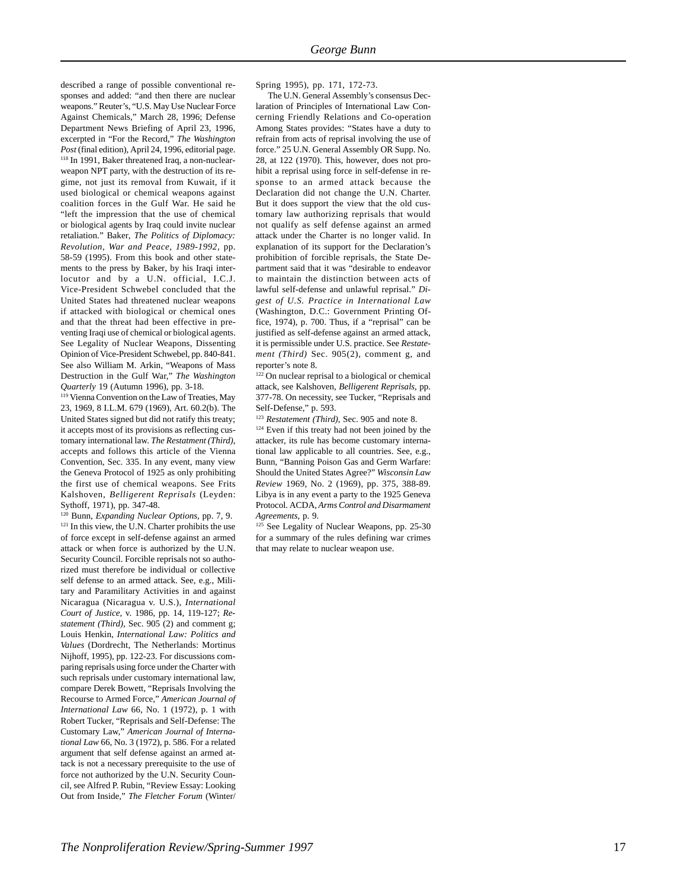described a range of possible conventional responses and added: "and then there are nuclear weapons." Reuter's, "U.S. May Use Nuclear Force Against Chemicals," March 28, 1996; Defense Department News Briefing of April 23, 1996, excerpted in "For the Record," *The Washington Post* (final edition), April 24, 1996, editorial page.

[118] In 1991, Baker threatened Iraq, a non-nuclear-weapon NPT party, with the destruction of its regime, not just its removal from Kuwait, if it used biological or chemical weapons against coalition forces in the Gulf War. He said he "left the impression that the use of chemical or biological agents by Iraq could invite nuclear retaliation." Baker, *The Politics of Diplomacy: Revolution, War and Peace, 1989-1992*, pp. 58-59 (1995). From this book and other statements to the press by Baker, by his Iraqi interlocutor and by a U.N. official, I.C.J. Vice-President Schwebel concluded that the United States had threatened nuclear weapons if attacked with biological or chemical ones and that the threat had been effective in preventing Iraqi use of chemical or biological agents. See Legality of Nuclear Weapons, Dissenting Opinion of Vice-President Schwebel, pp. 840-841. See also William M. Arkin, "Weapons of Mass Destruction in the Gulf War," *The Washington Quarterly* 19 (Autumn 1996), pp. 3-18.

[119] Vienna Convention on the Law of Treaties, May 23, 1969, 8 I.L.M. 679 (1969), Art. 60.2(b). The United States signed but did not ratify this treaty; it accepts most of its provisions as reflecting customary international law. *The Restatment (Third)*, accepts and follows this article of the Vienna Convention, Sec. 335. In any event, many view the Geneva Protocol of 1925 as only prohibiting the first use of chemical weapons. See Frits Kalshoven, *Belligerent Reprisals* (Leyden: Sythoff, 1971), pp. 347-48.

[120] Bunn, *Expanding Nuclear Options*, pp. 7, 9.

[121] In this view, the U.N. Charter prohibits the use of force except in self-defense against an armed attack or when force is authorized by the U.N. Security Council. Forcible reprisals not so authorized must therefore be individual or collective self defense to an armed attack. See, e.g., Military and Paramilitary Activities in and against Nicaragua (Nicaragua v. U.S.), *International Court of Justice*, v. 1986, pp. 14, 119-127; *Restatement (Third)*, Sec. 905 (2) and comment g; Louis Henkin, *International Law: Politics and Values* (Dordrecht, The Netherlands: Mortinus Nijhoff, 1995), pp. 122-23. For discussions comparing reprisals using force under the Charter with such reprisals under customary international law, compare Derek Bowett, "Reprisals Involving the Recourse to Armed Force," *American Journal of International Law* 66, No. 1 (1972), p. 1 with Robert Tucker, "Reprisals and Self-Defense: The Customary Law," *American Journal of International Law* 66, No. 3 (1972), p. 586. For a related argument that self defense against an armed attack is not a necessary prerequisite to the use of force not authorized by the U.N. Security Council, see Alfred P. Rubin, "Review Essay: Looking Out from Inside," *The Fletcher Forum* (Winter/Spring 1995), pp. 171, 172-73.

The U.N. General Assembly's consensus Declaration of Principles of International Law Concerning Friendly Relations and Co-operation Among States provides: "States have a duty to refrain from acts of reprisal involving the use of force." 25 U.N. General Assembly OR Supp. No. 28, at 122 (1970). This, however, does not prohibit a reprisal using force in self-defense in response to an armed attack because the Declaration did not change the U.N. Charter. But it does support the view that the old customary law authorizing reprisals that would not qualify as self defense against an armed attack under the Charter is no longer valid. In explanation of its support for the Declaration's prohibition of forcible reprisals, the State Department said that it was "desirable to endeavor to maintain the distinction between acts of lawful self-defense and unlawful reprisal." *Digest of U.S. Practice in International Law* (Washington, D.C.: Government Printing Office, 1974), p. 700. Thus, if a "reprisal" can be justified as self-defense against an armed attack, it is permissible under U.S. practice. See *Restatement (Third)* Sec. 905(2), comment g, and reporter's note 8.

[122] On nuclear reprisal to a biological or chemical attack, see Kalshoven, *Belligerent Reprisals*, pp. 377-78. On necessity, see Tucker, "Reprisals and Self-Defense," p. 593.

[123] *Restatement (Third)*, Sec. 905 and note 8.

[124] Even if this treaty had not been joined by the attacker, its rule has become customary international law applicable to all countries. See, e.g., Bunn, "Banning Poison Gas and Germ Warfare: Should the United States Agree?" *Wisconsin Law Review* 1969, No. 2 (1969), pp. 375, 388-89. Libya is in any event a party to the 1925 Geneva Protocol. ACDA, *Arms Control and Disarmament Agreements*, p. 9.

[125] See Legality of Nuclear Weapons, pp. 25-30 for a summary of the rules defining war crimes that may relate to nuclear weapon use.